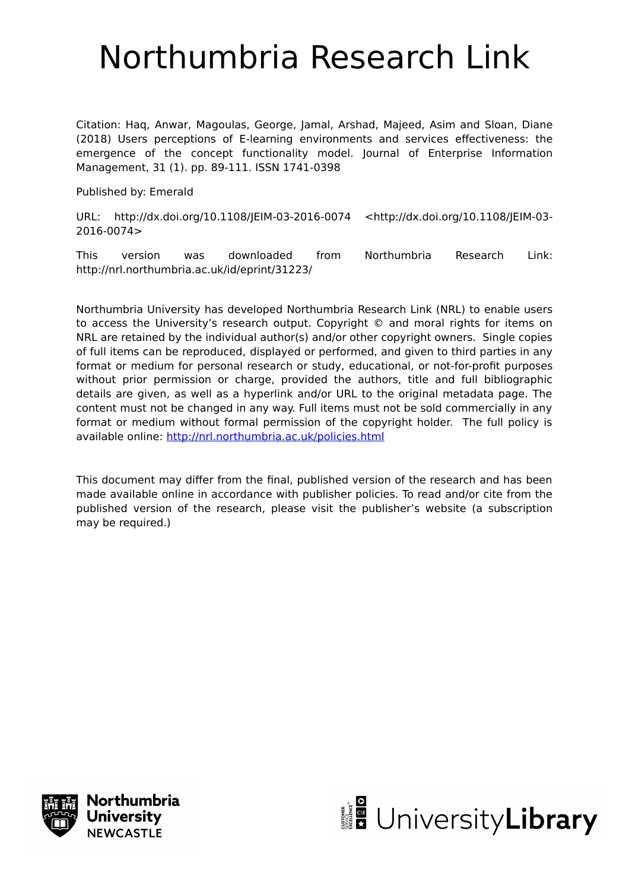# Northumbria Research Link

Citation: Haq, Anwar, Magoulas, George, Jamal, Arshad, Majeed, Asim and Sloan, Diane (2018) Users perceptions of E-learning environments and services effectiveness: the emergence of the concept functionality model. Journal of Enterprise Information Management, 31 (1). pp. 89-111. ISSN 1741-0398

Published by: Emerald

URL: http://dx.doi.org/10.1108/JEIM-03-2016-0074 <http://dx.doi.org/10.1108/JEIM-03-2016-0074>

This version was downloaded from Northumbria Research Link: http://nrl.northumbria.ac.uk/id/eprint/31223/

Northumbria University has developed Northumbria Research Link (NRL) to enable users to access the University's research output. Copyright © and moral rights for items on NRL are retained by the individual author(s) and/or other copyright owners. Single copies of full items can be reproduced, displayed or performed, and given to third parties in any format or medium for personal research or study, educational, or not-for-profit purposes without prior permission or charge, provided the authors, title and full bibliographic details are given, as well as a hyperlink and/or URL to the original metadata page. The content must not be changed in any way. Full items must not be sold commercially in any format or medium without formal permission of the copyright holder. The full policy is available online: http://nrl.northumbria.ac.uk/policies.html

This document may differ from the final, published version of the research and has been made available online in accordance with publisher policies. To read and/or cite from the published version of the research, please visit the publisher's website (a subscription may be required.)

Northumbria University NEWCASTLE

UniversityLibrary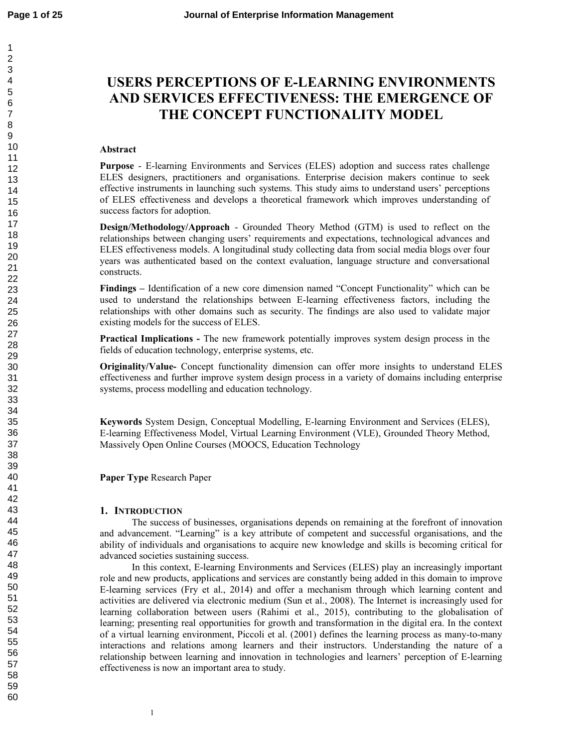# USERS PERCEPTIONS OF E-LEARNING ENVIRONMENTS AND SERVICES EFFECTIVENESS: THE EMERGENCE OF THE CONCEPT FUNCTIONALITY MODEL

## Abstract

**Purpose** - E-learning Environments and Services (ELES) adoption and success rates challenge ELES designers, practitioners and organisations. Enterprise decision makers continue to seek effective instruments in launching such systems. This study aims to understand users' perceptions of ELES effectiveness and develops a theoretical framework which improves understanding of success factors for adoption.

**Design/Methodology/Approach** - Grounded Theory Method (GTM) is used to reflect on the relationships between changing users' requirements and expectations, technological advances and ELES effectiveness models. A longitudinal study collecting data from social media blogs over four years was authenticated based on the context evaluation, language structure and conversational constructs.

**Findings –** Identification of a new core dimension named "Concept Functionality" which can be used to understand the relationships between E-learning effectiveness factors, including the relationships with other domains such as security. The findings are also used to validate major existing models for the success of ELES.

**Practical Implications -** The new framework potentially improves system design process in the fields of education technology, enterprise systems, etc.

**Originality/Value-** Concept functionality dimension can offer more insights to understand ELES effectiveness and further improve system design process in a variety of domains including enterprise systems, process modelling and education technology.

**Keywords** System Design, Conceptual Modelling, E-learning Environment and Services (ELES), E-learning Effectiveness Model, Virtual Learning Environment (VLE), Grounded Theory Method, Massively Open Online Courses (MOOCS, Education Technology

**Paper Type** Research Paper

## 1. Introduction

The success of businesses, organisations depends on remaining at the forefront of innovation and advancement. "Learning" is a key attribute of competent and successful organisations, and the ability of individuals and organisations to acquire new knowledge and skills is becoming critical for advanced societies sustaining success.

In this context, E-learning Environments and Services (ELES) play an increasingly important role and new products, applications and services are constantly being added in this domain to improve E-learning services (Fry et al., 2014) and offer a mechanism through which learning content and activities are delivered via electronic medium (Sun et al., 2008). The Internet is increasingly used for learning collaboration between users (Rahimi et al., 2015), contributing to the globalisation of learning; presenting real opportunities for growth and transformation in the digital era. In the context of a virtual learning environment, Piccoli et al. (2001) defines the learning process as many-to-many interactions and relations among learners and their instructors. Understanding the nature of a relationship between learning and innovation in technologies and learners' perception of E-learning effectiveness is now an important area to study.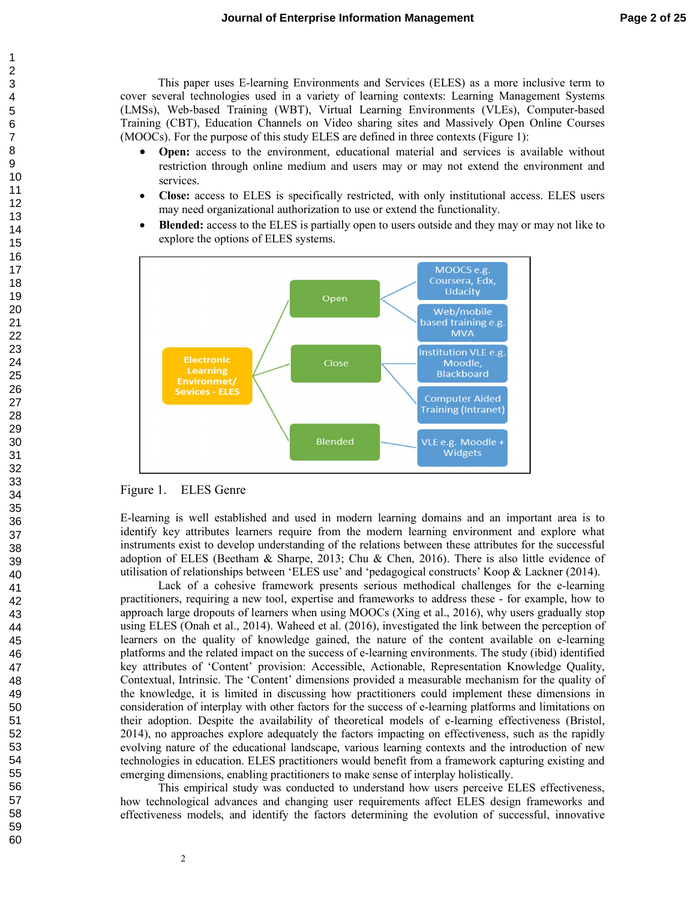This paper uses E-learning Environments and Services (ELES) as a more inclusive term to cover several technologies used in a variety of learning contexts: Learning Management Systems (LMSs), Web-based Training (WBT), Virtual Learning Environments (VLEs), Computer-based Training (CBT), Education Channels on Video sharing sites and Massively Open Online Courses (MOOCs). For the purpose of this study ELES are defined in three contexts (Figure 1):

- **Open:** access to the environment, educational material and services is available without restriction through online medium and users may or may not extend the environment and services.
- **Close:** access to ELES is specifically restricted, with only institutional access. ELES users may need organizational authorization to use or extend the functionality.
- **Blended:** access to the ELES is partially open to users outside and they may or may not like to explore the options of ELES systems.

Figure 1. ELES Genre

E-learning is well established and used in modern learning domains and an important area is to identify key attributes learners require from the modern learning environment and explore what instruments exist to develop understanding of the relations between these attributes for the successful adoption of ELES (Beetham & Sharpe, 2013; Chu & Chen, 2016). There is also little evidence of utilisation of relationships between 'ELES use' and 'pedagogical constructs' Koop & Lackner (2014).

Lack of a cohesive framework presents serious methodical challenges for the e-learning practitioners, requiring a new tool, expertise and frameworks to address these - for example, how to approach large dropouts of learners when using MOOCs (Xing et al., 2016), why users gradually stop using ELES (Onah et al., 2014). Waheed et al. (2016), investigated the link between the perception of learners on the quality of knowledge gained, the nature of the content available on e-learning platforms and the related impact on the success of e-learning environments. The study (ibid) identified key attributes of 'Content' provision: Accessible, Actionable, Representation Knowledge Quality, Contextual, Intrinsic. The 'Content' dimensions provided a measurable mechanism for the quality of the knowledge, it is limited in discussing how practitioners could implement these dimensions in consideration of interplay with other factors for the success of e-learning platforms and limitations on their adoption. Despite the availability of theoretical models of e-learning effectiveness (Bristol, 2014), no approaches explore adequately the factors impacting on effectiveness, such as the rapidly evolving nature of the educational landscape, various learning contexts and the introduction of new technologies in education. ELES practitioners would benefit from a framework capturing existing and emerging dimensions, enabling practitioners to make sense of interplay holistically.

This empirical study was conducted to understand how users perceive ELES effectiveness, how technological advances and changing user requirements affect ELES design frameworks and effectiveness models, and identify the factors determining the evolution of successful, innovative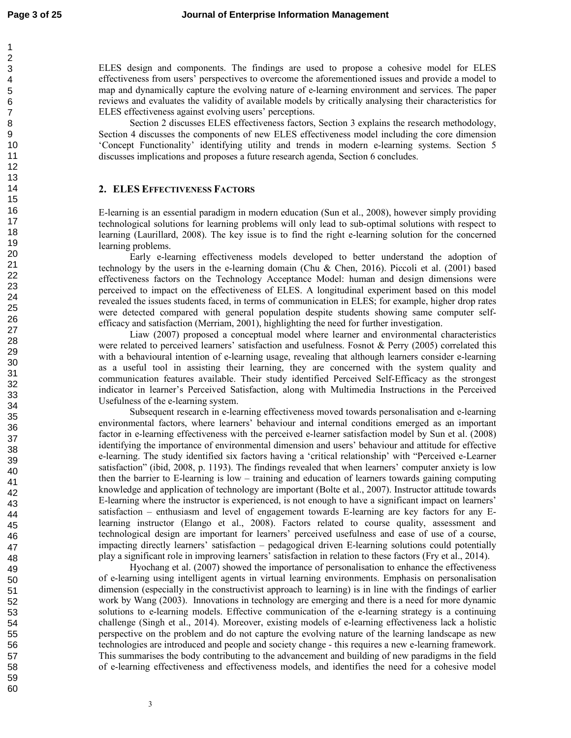ELES design and components. The findings are used to propose a cohesive model for ELES effectiveness from users' perspectives to overcome the aforementioned issues and provide a model to map and dynamically capture the evolving nature of e-learning environment and services. The paper reviews and evaluates the validity of available models by critically analysing their characteristics for ELES effectiveness against evolving users' perceptions.

Section 2 discusses ELES effectiveness factors, Section 3 explains the research methodology, Section 4 discusses the components of new ELES effectiveness model including the core dimension 'Concept Functionality' identifying utility and trends in modern e-learning systems. Section 5 discusses implications and proposes a future research agenda, Section 6 concludes.

## 2. ELES Effectiveness Factors

E-learning is an essential paradigm in modern education (Sun et al., 2008), however simply providing technological solutions for learning problems will only lead to sub-optimal solutions with respect to learning (Laurillard, 2008). The key issue is to find the right e-learning solution for the concerned learning problems.

Early e-learning effectiveness models developed to better understand the adoption of technology by the users in the e-learning domain (Chu & Chen, 2016). Piccoli et al. (2001) based effectiveness factors on the Technology Acceptance Model: human and design dimensions were perceived to impact on the effectiveness of ELES. A longitudinal experiment based on this model revealed the issues students faced, in terms of communication in ELES; for example, higher drop rates were detected compared with general population despite students showing same computer self-efficacy and satisfaction (Merriam, 2001), highlighting the need for further investigation.

Liaw (2007) proposed a conceptual model where learner and environmental characteristics were related to perceived learners' satisfaction and usefulness. Fosnot & Perry (2005) correlated this with a behavioural intention of e-learning usage, revealing that although learners consider e-learning as a useful tool in assisting their learning, they are concerned with the system quality and communication features available. Their study identified Perceived Self-Efficacy as the strongest indicator in learner's Perceived Satisfaction, along with Multimedia Instructions in the Perceived Usefulness of the e-learning system.

Subsequent research in e-learning effectiveness moved towards personalisation and e-learning environmental factors, where learners' behaviour and internal conditions emerged as an important factor in e-learning effectiveness with the perceived e-learner satisfaction model by Sun et al. (2008) identifying the importance of environmental dimension and users' behaviour and attitude for effective e-learning. The study identified six factors having a 'critical relationship' with "Perceived e-Learner satisfaction" (ibid, 2008, p. 1193). The findings revealed that when learners' computer anxiety is low then the barrier to E-learning is low – training and education of learners towards gaining computing knowledge and application of technology are important (Bolte et al., 2007). Instructor attitude towards E-learning where the instructor is experienced, is not enough to have a significant impact on learners' satisfaction – enthusiasm and level of engagement towards E-learning are key factors for any E-learning instructor (Elango et al., 2008). Factors related to course quality, assessment and technological design are important for learners' perceived usefulness and ease of use of a course, impacting directly learners' satisfaction – pedagogical driven E-learning solutions could potentially play a significant role in improving learners' satisfaction in relation to these factors (Fry et al., 2014).

Hyochang et al. (2007) showed the importance of personalisation to enhance the effectiveness of e-learning using intelligent agents in virtual learning environments. Emphasis on personalisation dimension (especially in the constructivist approach to learning) is in line with the findings of earlier work by Wang (2003). Innovations in technology are emerging and there is a need for more dynamic solutions to e-learning models. Effective communication of the e-learning strategy is a continuing challenge (Singh et al., 2014). Moreover, existing models of e-learning effectiveness lack a holistic perspective on the problem and do not capture the evolving nature of the learning landscape as new technologies are introduced and people and society change - this requires a new e-learning framework. This summarises the body contributing to the advancement and building of new paradigms in the field of e-learning effectiveness and effectiveness models, and identifies the need for a cohesive model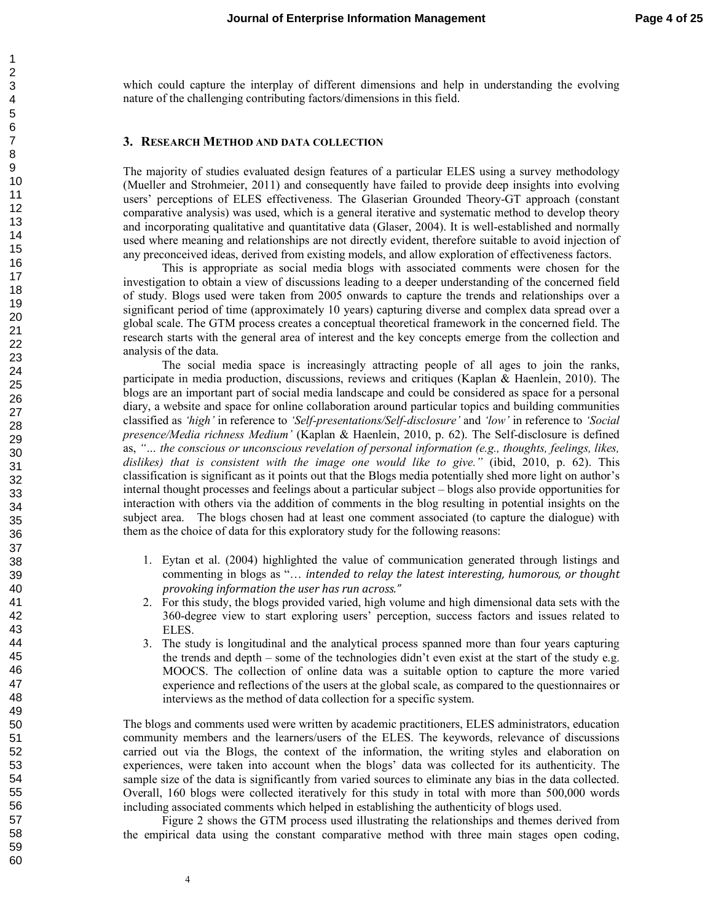which could capture the interplay of different dimensions and help in understanding the evolving nature of the challenging contributing factors/dimensions in this field.

## 3. Research Method and data collection

The majority of studies evaluated design features of a particular ELES using a survey methodology (Mueller and Strohmeier, 2011) and consequently have failed to provide deep insights into evolving users' perceptions of ELES effectiveness. The Glaserian Grounded Theory-GT approach (constant comparative analysis) was used, which is a general iterative and systematic method to develop theory and incorporating qualitative and quantitative data (Glaser, 2004). It is well-established and normally used where meaning and relationships are not directly evident, therefore suitable to avoid injection of any preconceived ideas, derived from existing models, and allow exploration of effectiveness factors.

This is appropriate as social media blogs with associated comments were chosen for the investigation to obtain a view of discussions leading to a deeper understanding of the concerned field of study. Blogs used were taken from 2005 onwards to capture the trends and relationships over a significant period of time (approximately 10 years) capturing diverse and complex data spread over a global scale. The GTM process creates a conceptual theoretical framework in the concerned field. The research starts with the general area of interest and the key concepts emerge from the collection and analysis of the data.

The social media space is increasingly attracting people of all ages to join the ranks, participate in media production, discussions, reviews and critiques (Kaplan & Haenlein, 2010). The blogs are an important part of social media landscape and could be considered as space for a personal diary, a website and space for online collaboration around particular topics and building communities classified as *'high'* in reference to *'Self-presentations/Self-disclosure'* and *'low'* in reference to *'Social presence/Media richness Medium'* (Kaplan & Haenlein, 2010, p. 62). The Self-disclosure is defined as, *"… the conscious or unconscious revelation of personal information (e.g., thoughts, feelings, likes, dislikes) that is consistent with the image one would like to give."* (ibid, 2010, p. 62). This classification is significant as it points out that the Blogs media potentially shed more light on author's internal thought processes and feelings about a particular subject – blogs also provide opportunities for interaction with others via the addition of comments in the blog resulting in potential insights on the subject area. The blogs chosen had at least one comment associated (to capture the dialogue) with them as the choice of data for this exploratory study for the following reasons:

1. Eytan et al. (2004) highlighted the value of communication generated through listings and commenting in blogs as "… *intended to relay the latest interesting, humorous, or thought provoking information the user has run across."*
2. For this study, the blogs provided varied, high volume and high dimensional data sets with the 360-degree view to start exploring users' perception, success factors and issues related to ELES.
3. The study is longitudinal and the analytical process spanned more than four years capturing the trends and depth – some of the technologies didn't even exist at the start of the study e.g. MOOCS. The collection of online data was a suitable option to capture the more varied experience and reflections of the users at the global scale, as compared to the questionnaires or interviews as the method of data collection for a specific system.

The blogs and comments used were written by academic practitioners, ELES administrators, education community members and the learners/users of the ELES. The keywords, relevance of discussions carried out via the Blogs, the context of the information, the writing styles and elaboration on experiences, were taken into account when the blogs' data was collected for its authenticity. The sample size of the data is significantly from varied sources to eliminate any bias in the data collected. Overall, 160 blogs were collected iteratively for this study in total with more than 500,000 words including associated comments which helped in establishing the authenticity of blogs used.

Figure 2 shows the GTM process used illustrating the relationships and themes derived from the empirical data using the constant comparative method with three main stages open coding,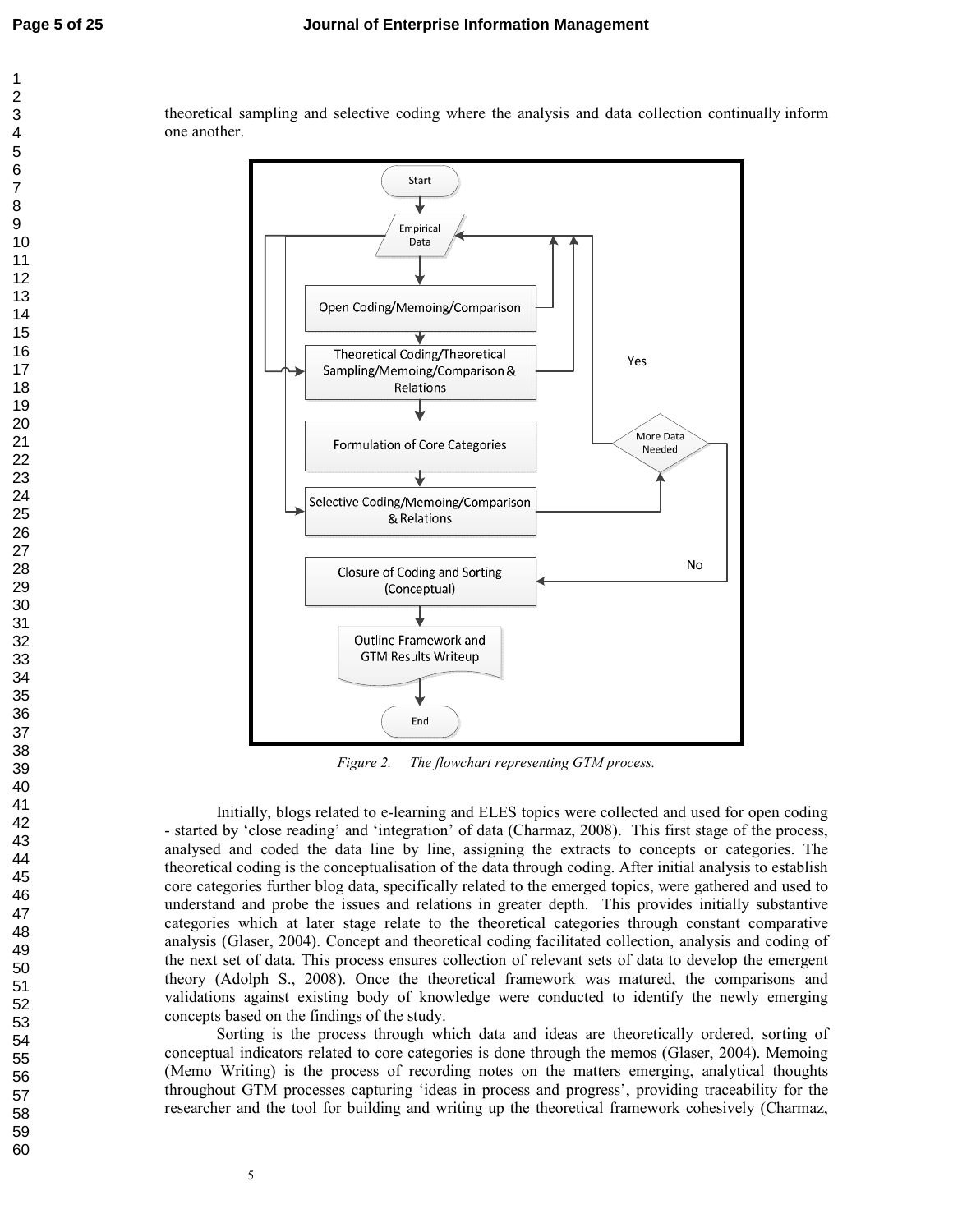theoretical sampling and selective coding where the analysis and data collection continually inform one another.

*Figure 2. The flowchart representing GTM process.*

Initially, blogs related to e-learning and ELES topics were collected and used for open coding - started by 'close reading' and 'integration' of data (Charmaz, 2008). This first stage of the process, analysed and coded the data line by line, assigning the extracts to concepts or categories. The theoretical coding is the conceptualisation of the data through coding. After initial analysis to establish core categories further blog data, specifically related to the emerged topics, were gathered and used to understand and probe the issues and relations in greater depth. This provides initially substantive categories which at later stage relate to the theoretical categories through constant comparative analysis (Glaser, 2004). Concept and theoretical coding facilitated collection, analysis and coding of the next set of data. This process ensures collection of relevant sets of data to develop the emergent theory (Adolph S., 2008). Once the theoretical framework was matured, the comparisons and validations against existing body of knowledge were conducted to identify the newly emerging concepts based on the findings of the study.

Sorting is the process through which data and ideas are theoretically ordered, sorting of conceptual indicators related to core categories is done through the memos (Glaser, 2004). Memoing (Memo Writing) is the process of recording notes on the matters emerging, analytical thoughts throughout GTM processes capturing 'ideas in process and progress', providing traceability for the researcher and the tool for building and writing up the theoretical framework cohesively (Charmaz,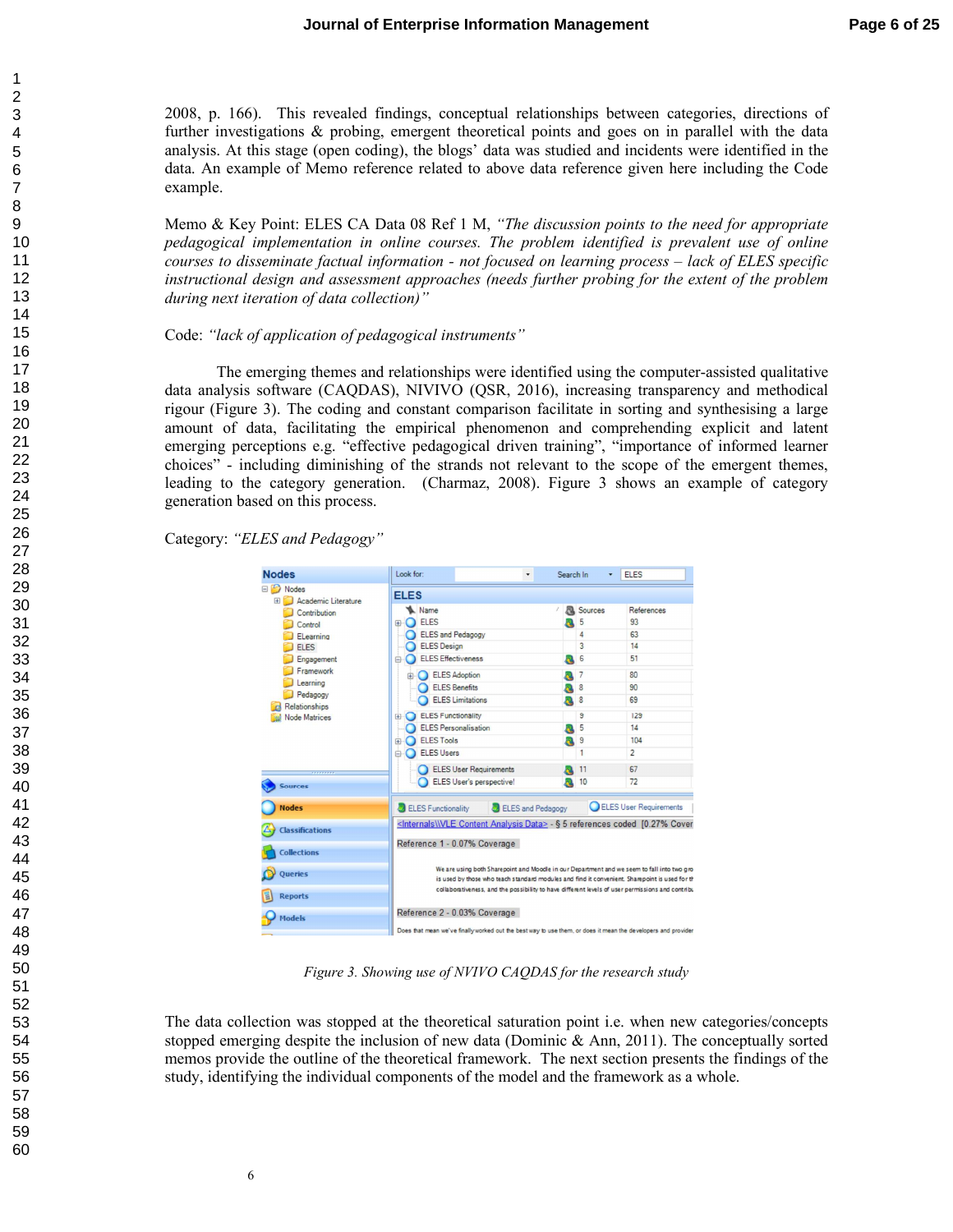2008, p. 166). This revealed findings, conceptual relationships between categories, directions of further investigations & probing, emergent theoretical points and goes on in parallel with the data analysis. At this stage (open coding), the blogs' data was studied and incidents were identified in the data. An example of Memo reference related to above data reference given here including the Code example.

Memo & Key Point: ELES CA Data 08 Ref 1 M, *"The discussion points to the need for appropriate pedagogical implementation in online courses. The problem identified is prevalent use of online courses to disseminate factual information - not focused on learning process – lack of ELES specific instructional design and assessment approaches (needs further probing for the extent of the problem during next iteration of data collection)"*

Code: *"lack of application of pedagogical instruments"*

The emerging themes and relationships were identified using the computer-assisted qualitative data analysis software (CAQDAS), NIVIVO (QSR, 2016), increasing transparency and methodical rigour (Figure 3). The coding and constant comparison facilitate in sorting and synthesising a large amount of data, facilitating the empirical phenomenon and comprehending explicit and latent emerging perceptions e.g. "effective pedagogical driven training", "importance of informed learner choices" - including diminishing of the strands not relevant to the scope of the emergent themes, leading to the category generation. (Charmaz, 2008). Figure 3 shows an example of category generation based on this process.

Category: *"ELES and Pedagogy"*

*Figure 3. Showing use of NVIVO CAQDAS for the research study*

The data collection was stopped at the theoretical saturation point i.e. when new categories/concepts stopped emerging despite the inclusion of new data (Dominic & Ann, 2011). The conceptually sorted memos provide the outline of the theoretical framework. The next section presents the findings of the study, identifying the individual components of the model and the framework as a whole.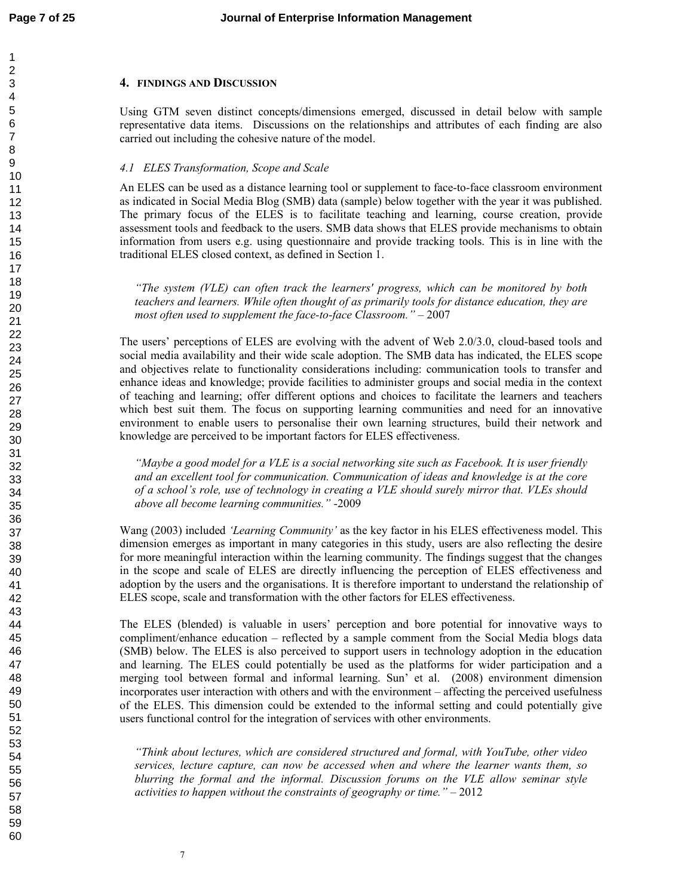## 4. FINDINGS AND DISCUSSION

Using GTM seven distinct concepts/dimensions emerged, discussed in detail below with sample representative data items. Discussions on the relationships and attributes of each finding are also carried out including the cohesive nature of the model.

### *4.1 ELES Transformation, Scope and Scale*

An ELES can be used as a distance learning tool or supplement to face-to-face classroom environment as indicated in Social Media Blog (SMB) data (sample) below together with the year it was published. The primary focus of the ELES is to facilitate teaching and learning, course creation, provide assessment tools and feedback to the users. SMB data shows that ELES provide mechanisms to obtain information from users e.g. using questionnaire and provide tracking tools. This is in line with the traditional ELES closed context, as defined in Section 1.

> *"The system (VLE) can often track the learners' progress, which can be monitored by both teachers and learners. While often thought of as primarily tools for distance education, they are most often used to supplement the face-to-face Classroom."* – 2007

The users' perceptions of ELES are evolving with the advent of Web 2.0/3.0, cloud-based tools and social media availability and their wide scale adoption. The SMB data has indicated, the ELES scope and objectives relate to functionality considerations including: communication tools to transfer and enhance ideas and knowledge; provide facilities to administer groups and social media in the context of teaching and learning; offer different options and choices to facilitate the learners and teachers which best suit them. The focus on supporting learning communities and need for an innovative environment to enable users to personalise their own learning structures, build their network and knowledge are perceived to be important factors for ELES effectiveness.

> *"Maybe a good model for a VLE is a social networking site such as Facebook. It is user friendly and an excellent tool for communication. Communication of ideas and knowledge is at the core of a school's role, use of technology in creating a VLE should surely mirror that. VLEs should above all become learning communities."* -2009

Wang (2003) included *'Learning Community'* as the key factor in his ELES effectiveness model. This dimension emerges as important in many categories in this study, users are also reflecting the desire for more meaningful interaction within the learning community. The findings suggest that the changes in the scope and scale of ELES are directly influencing the perception of ELES effectiveness and adoption by the users and the organisations. It is therefore important to understand the relationship of ELES scope, scale and transformation with the other factors for ELES effectiveness.

The ELES (blended) is valuable in users' perception and bore potential for innovative ways to compliment/enhance education – reflected by a sample comment from the Social Media blogs data (SMB) below. The ELES is also perceived to support users in technology adoption in the education and learning. The ELES could potentially be used as the platforms for wider participation and a merging tool between formal and informal learning. Sun' et al. (2008) environment dimension incorporates user interaction with others and with the environment – affecting the perceived usefulness of the ELES. This dimension could be extended to the informal setting and could potentially give users functional control for the integration of services with other environments.

> *"Think about lectures, which are considered structured and formal, with YouTube, other video services, lecture capture, can now be accessed when and where the learner wants them, so blurring the formal and the informal. Discussion forums on the VLE allow seminar style activities to happen without the constraints of geography or time."* – 2012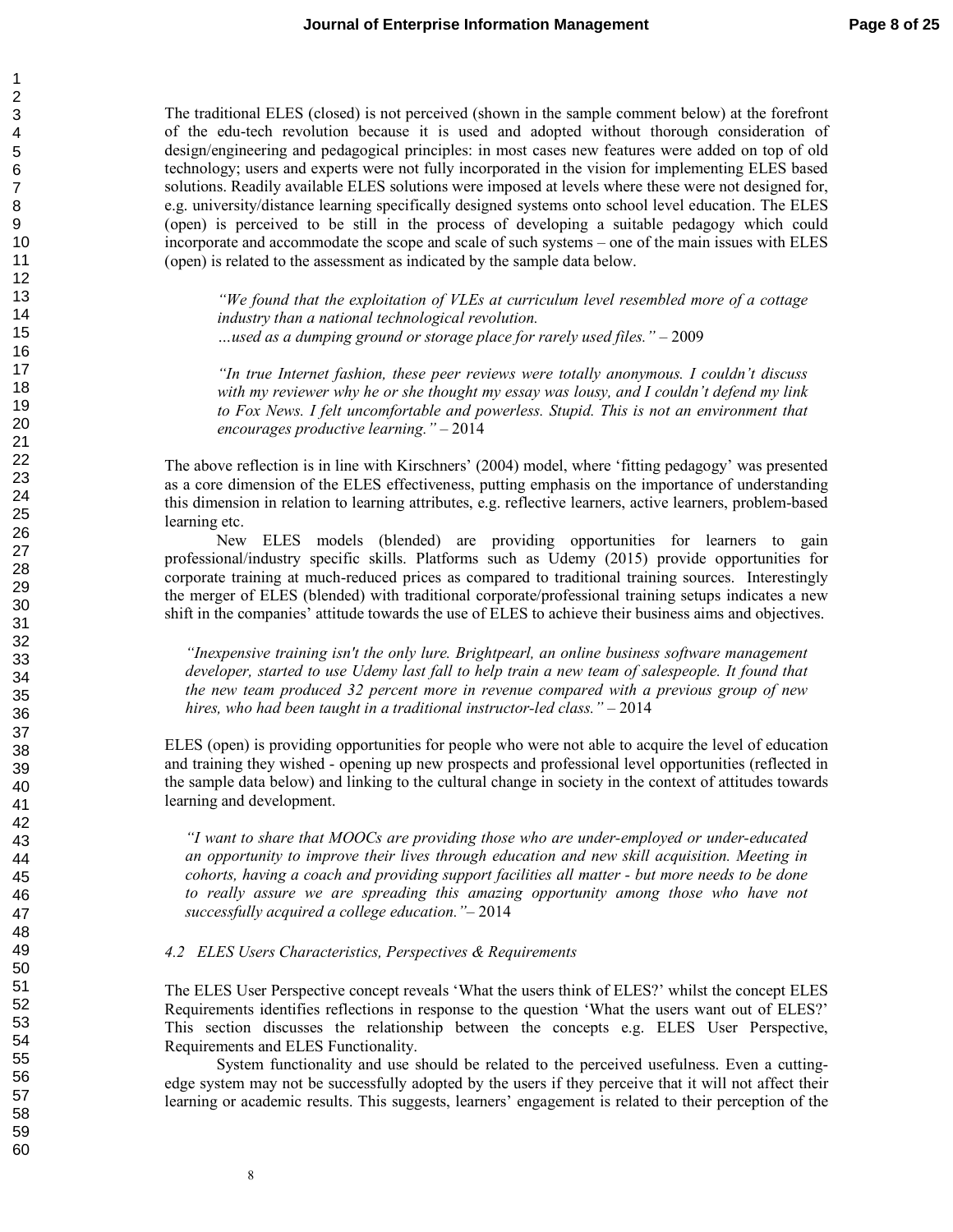The traditional ELES (closed) is not perceived (shown in the sample comment below) at the forefront of the edu-tech revolution because it is used and adopted without thorough consideration of design/engineering and pedagogical principles: in most cases new features were added on top of old technology; users and experts were not fully incorporated in the vision for implementing ELES based solutions. Readily available ELES solutions were imposed at levels where these were not designed for, e.g. university/distance learning specifically designed systems onto school level education. The ELES (open) is perceived to be still in the process of developing a suitable pedagogy which could incorporate and accommodate the scope and scale of such systems – one of the main issues with ELES (open) is related to the assessment as indicated by the sample data below.

> *"We found that the exploitation of VLEs at curriculum level resembled more of a cottage industry than a national technological revolution.*
> *…used as a dumping ground or storage place for rarely used files."* – 2009
>
> *"In true Internet fashion, these peer reviews were totally anonymous. I couldn't discuss with my reviewer why he or she thought my essay was lousy, and I couldn't defend my link to Fox News. I felt uncomfortable and powerless. Stupid. This is not an environment that encourages productive learning."* – 2014

The above reflection is in line with Kirschners' (2004) model, where 'fitting pedagogy' was presented as a core dimension of the ELES effectiveness, putting emphasis on the importance of understanding this dimension in relation to learning attributes, e.g. reflective learners, active learners, problem-based learning etc.

New ELES models (blended) are providing opportunities for learners to gain professional/industry specific skills. Platforms such as Udemy (2015) provide opportunities for corporate training at much-reduced prices as compared to traditional training sources. Interestingly the merger of ELES (blended) with traditional corporate/professional training setups indicates a new shift in the companies' attitude towards the use of ELES to achieve their business aims and objectives.

> *"Inexpensive training isn't the only lure. Brightpearl, an online business software management developer, started to use Udemy last fall to help train a new team of salespeople. It found that the new team produced 32 percent more in revenue compared with a previous group of new hires, who had been taught in a traditional instructor-led class."* – 2014

ELES (open) is providing opportunities for people who were not able to acquire the level of education and training they wished - opening up new prospects and professional level opportunities (reflected in the sample data below) and linking to the cultural change in society in the context of attitudes towards learning and development.

> *"I want to share that MOOCs are providing those who are under-employed or under-educated an opportunity to improve their lives through education and new skill acquisition. Meeting in cohorts, having a coach and providing support facilities all matter - but more needs to be done to really assure we are spreading this amazing opportunity among those who have not successfully acquired a college education."*– 2014

### *4.2 ELES Users Characteristics, Perspectives & Requirements*

The ELES User Perspective concept reveals 'What the users think of ELES?' whilst the concept ELES Requirements identifies reflections in response to the question 'What the users want out of ELES?' This section discusses the relationship between the concepts e.g. ELES User Perspective, Requirements and ELES Functionality.

System functionality and use should be related to the perceived usefulness. Even a cutting-edge system may not be successfully adopted by the users if they perceive that it will not affect their learning or academic results. This suggests, learners' engagement is related to their perception of the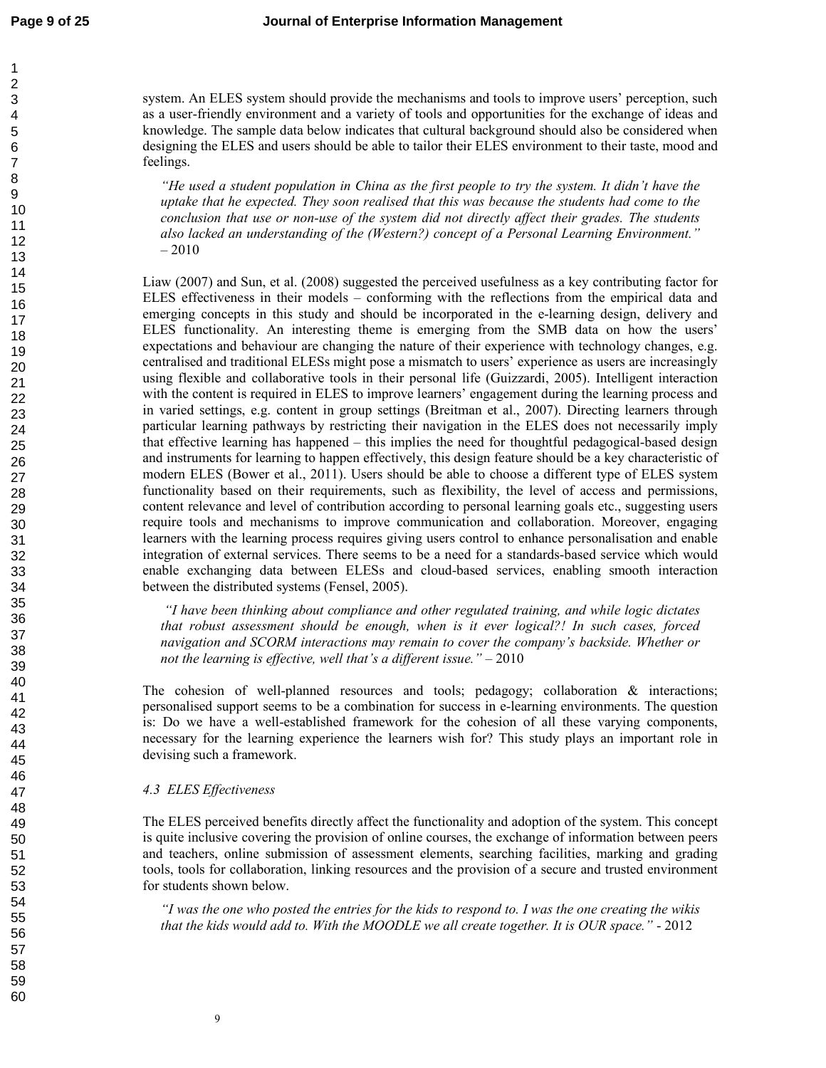system. An ELES system should provide the mechanisms and tools to improve users' perception, such as a user-friendly environment and a variety of tools and opportunities for the exchange of ideas and knowledge. The sample data below indicates that cultural background should also be considered when designing the ELES and users should be able to tailor their ELES environment to their taste, mood and feelings.

> *"He used a student population in China as the first people to try the system. It didn't have the uptake that he expected. They soon realised that this was because the students had come to the conclusion that use or non-use of the system did not directly affect their grades. The students also lacked an understanding of the (Western?) concept of a Personal Learning Environment."* – 2010

Liaw (2007) and Sun, et al. (2008) suggested the perceived usefulness as a key contributing factor for ELES effectiveness in their models – conforming with the reflections from the empirical data and emerging concepts in this study and should be incorporated in the e-learning design, delivery and ELES functionality. An interesting theme is emerging from the SMB data on how the users' expectations and behaviour are changing the nature of their experience with technology changes, e.g. centralised and traditional ELESs might pose a mismatch to users' experience as users are increasingly using flexible and collaborative tools in their personal life (Guizzardi, 2005). Intelligent interaction with the content is required in ELES to improve learners' engagement during the learning process and in varied settings, e.g. content in group settings (Breitman et al., 2007). Directing learners through particular learning pathways by restricting their navigation in the ELES does not necessarily imply that effective learning has happened – this implies the need for thoughtful pedagogical-based design and instruments for learning to happen effectively, this design feature should be a key characteristic of modern ELES (Bower et al., 2011). Users should be able to choose a different type of ELES system functionality based on their requirements, such as flexibility, the level of access and permissions, content relevance and level of contribution according to personal learning goals etc., suggesting users require tools and mechanisms to improve communication and collaboration. Moreover, engaging learners with the learning process requires giving users control to enhance personalisation and enable integration of external services. There seems to be a need for a standards-based service which would enable exchanging data between ELESs and cloud-based services, enabling smooth interaction between the distributed systems (Fensel, 2005).

> *"I have been thinking about compliance and other regulated training, and while logic dictates that robust assessment should be enough, when is it ever logical?! In such cases, forced navigation and SCORM interactions may remain to cover the company's backside. Whether or not the learning is effective, well that's a different issue."* – 2010

The cohesion of well-planned resources and tools; pedagogy; collaboration & interactions; personalised support seems to be a combination for success in e-learning environments. The question is: Do we have a well-established framework for the cohesion of all these varying components, necessary for the learning experience the learners wish for? This study plays an important role in devising such a framework.

### *4.3 ELES Effectiveness*

The ELES perceived benefits directly affect the functionality and adoption of the system. This concept is quite inclusive covering the provision of online courses, the exchange of information between peers and teachers, online submission of assessment elements, searching facilities, marking and grading tools, tools for collaboration, linking resources and the provision of a secure and trusted environment for students shown below.

> *"I was the one who posted the entries for the kids to respond to. I was the one creating the wikis that the kids would add to. With the MOODLE we all create together. It is OUR space."* - 2012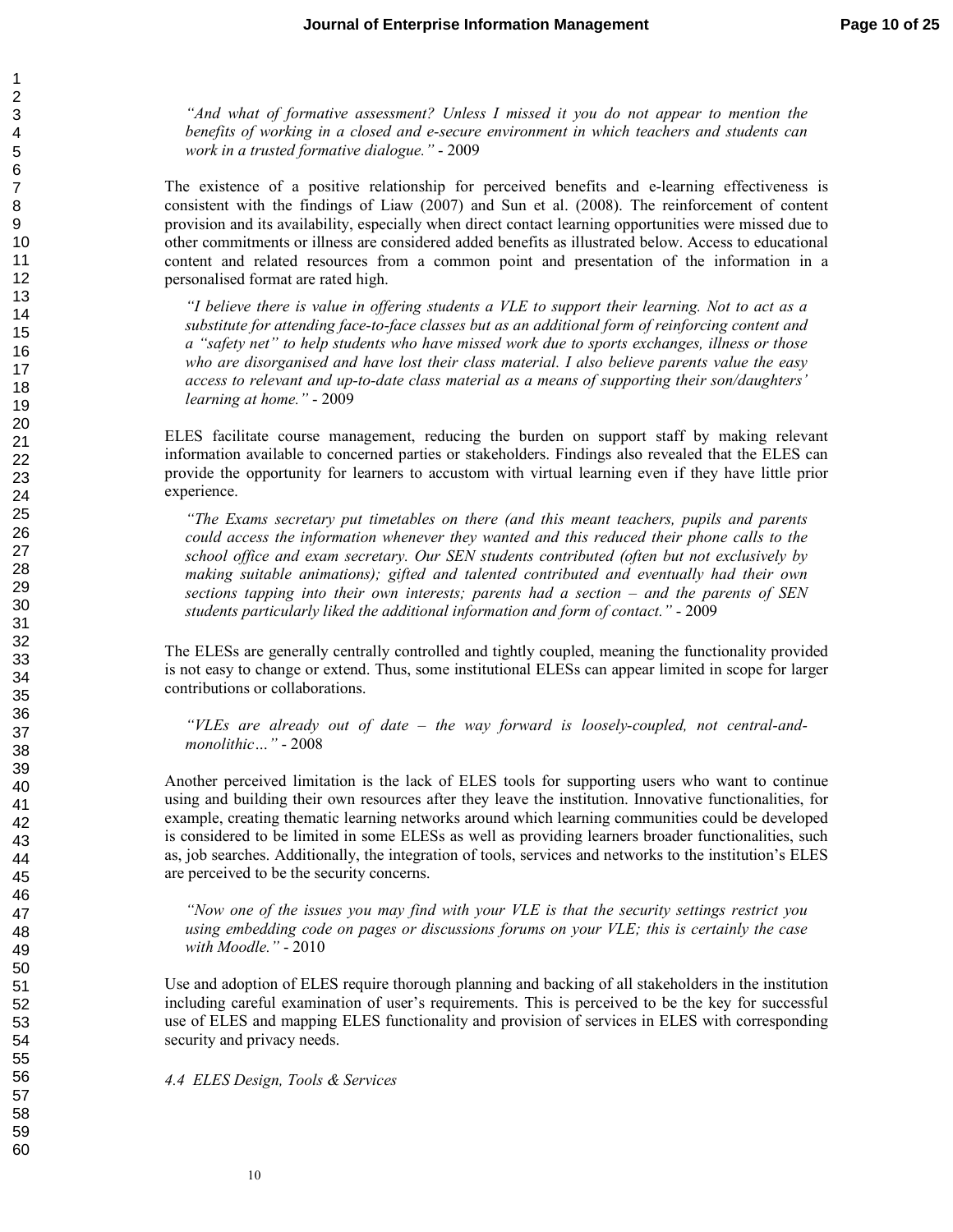*"And what of formative assessment? Unless I missed it you do not appear to mention the benefits of working in a closed and e-secure environment in which teachers and students can work in a trusted formative dialogue."* - 2009

The existence of a positive relationship for perceived benefits and e-learning effectiveness is consistent with the findings of Liaw (2007) and Sun et al. (2008). The reinforcement of content provision and its availability, especially when direct contact learning opportunities were missed due to other commitments or illness are considered added benefits as illustrated below. Access to educational content and related resources from a common point and presentation of the information in a personalised format are rated high.

*"I believe there is value in offering students a VLE to support their learning. Not to act as a substitute for attending face-to-face classes but as an additional form of reinforcing content and a "safety net" to help students who have missed work due to sports exchanges, illness or those who are disorganised and have lost their class material. I also believe parents value the easy access to relevant and up-to-date class material as a means of supporting their son/daughters' learning at home."* - 2009

ELES facilitate course management, reducing the burden on support staff by making relevant information available to concerned parties or stakeholders. Findings also revealed that the ELES can provide the opportunity for learners to accustom with virtual learning even if they have little prior experience.

*"The Exams secretary put timetables on there (and this meant teachers, pupils and parents could access the information whenever they wanted and this reduced their phone calls to the school office and exam secretary. Our SEN students contributed (often but not exclusively by making suitable animations); gifted and talented contributed and eventually had their own sections tapping into their own interests; parents had a section – and the parents of SEN students particularly liked the additional information and form of contact."* - 2009

The ELESs are generally centrally controlled and tightly coupled, meaning the functionality provided is not easy to change or extend. Thus, some institutional ELESs can appear limited in scope for larger contributions or collaborations.

*"VLEs are already out of date – the way forward is loosely-coupled, not central-and-monolithic…"* - 2008

Another perceived limitation is the lack of ELES tools for supporting users who want to continue using and building their own resources after they leave the institution. Innovative functionalities, for example, creating thematic learning networks around which learning communities could be developed is considered to be limited in some ELESs as well as providing learners broader functionalities, such as, job searches. Additionally, the integration of tools, services and networks to the institution's ELES are perceived to be the security concerns.

*"Now one of the issues you may find with your VLE is that the security settings restrict you using embedding code on pages or discussions forums on your VLE; this is certainly the case with Moodle."* - 2010

Use and adoption of ELES require thorough planning and backing of all stakeholders in the institution including careful examination of user's requirements. This is perceived to be the key for successful use of ELES and mapping ELES functionality and provision of services in ELES with corresponding security and privacy needs.

### *4.4 ELES Design, Tools & Services*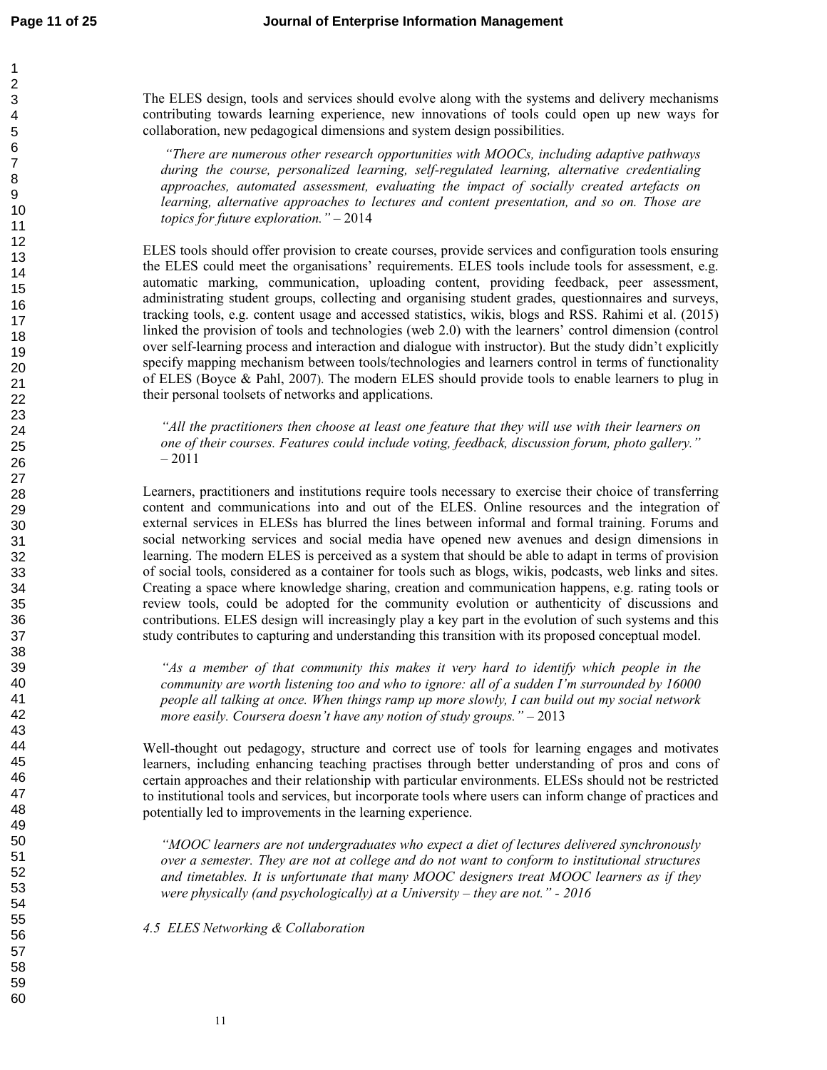The ELES design, tools and services should evolve along with the systems and delivery mechanisms contributing towards learning experience, new innovations of tools could open up new ways for collaboration, new pedagogical dimensions and system design possibilities.

> *"There are numerous other research opportunities with MOOCs, including adaptive pathways during the course, personalized learning, self-regulated learning, alternative credentialing approaches, automated assessment, evaluating the impact of socially created artefacts on learning, alternative approaches to lectures and content presentation, and so on. Those are topics for future exploration."* – 2014

ELES tools should offer provision to create courses, provide services and configuration tools ensuring the ELES could meet the organisations' requirements. ELES tools include tools for assessment, e.g. automatic marking, communication, uploading content, providing feedback, peer assessment, administrating student groups, collecting and organising student grades, questionnaires and surveys, tracking tools, e.g. content usage and accessed statistics, wikis, blogs and RSS. Rahimi et al. (2015) linked the provision of tools and technologies (web 2.0) with the learners' control dimension (control over self-learning process and interaction and dialogue with instructor). But the study didn't explicitly specify mapping mechanism between tools/technologies and learners control in terms of functionality of ELES (Boyce & Pahl, 2007). The modern ELES should provide tools to enable learners to plug in their personal toolsets of networks and applications.

> *"All the practitioners then choose at least one feature that they will use with their learners on one of their courses. Features could include voting, feedback, discussion forum, photo gallery."* – 2011

Learners, practitioners and institutions require tools necessary to exercise their choice of transferring content and communications into and out of the ELES. Online resources and the integration of external services in ELESs has blurred the lines between informal and formal training. Forums and social networking services and social media have opened new avenues and design dimensions in learning. The modern ELES is perceived as a system that should be able to adapt in terms of provision of social tools, considered as a container for tools such as blogs, wikis, podcasts, web links and sites. Creating a space where knowledge sharing, creation and communication happens, e.g. rating tools or review tools, could be adopted for the community evolution or authenticity of discussions and contributions. ELES design will increasingly play a key part in the evolution of such systems and this study contributes to capturing and understanding this transition with its proposed conceptual model.

> *"As a member of that community this makes it very hard to identify which people in the community are worth listening too and who to ignore: all of a sudden I'm surrounded by 16000 people all talking at once. When things ramp up more slowly, I can build out my social network more easily. Coursera doesn't have any notion of study groups."* – 2013

Well-thought out pedagogy, structure and correct use of tools for learning engages and motivates learners, including enhancing teaching practises through better understanding of pros and cons of certain approaches and their relationship with particular environments. ELESs should not be restricted to institutional tools and services, but incorporate tools where users can inform change of practices and potentially led to improvements in the learning experience.

> *"MOOC learners are not undergraduates who expect a diet of lectures delivered synchronously over a semester. They are not at college and do not want to conform to institutional structures and timetables. It is unfortunate that many MOOC designers treat MOOC learners as if they were physically (and psychologically) at a University – they are not." - 2016*

### *4.5 ELES Networking & Collaboration*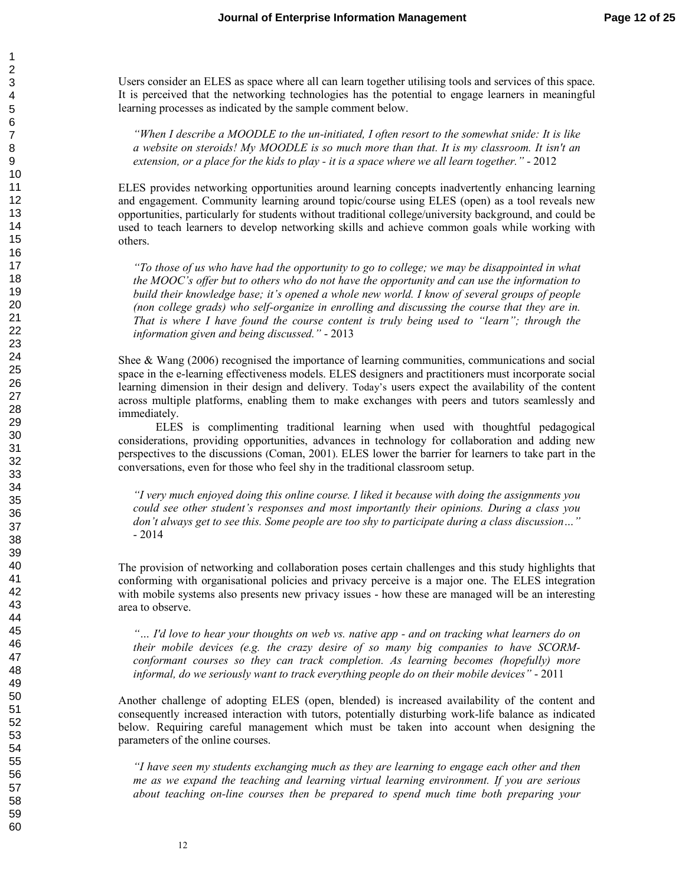Users consider an ELES as space where all can learn together utilising tools and services of this space. It is perceived that the networking technologies has the potential to engage learners in meaningful learning processes as indicated by the sample comment below.

> *"When I describe a MOODLE to the un-initiated, I often resort to the somewhat snide: It is like a website on steroids! My MOODLE is so much more than that. It is my classroom. It isn't an extension, or a place for the kids to play - it is a space where we all learn together."* - 2012

ELES provides networking opportunities around learning concepts inadvertently enhancing learning and engagement. Community learning around topic/course using ELES (open) as a tool reveals new opportunities, particularly for students without traditional college/university background, and could be used to teach learners to develop networking skills and achieve common goals while working with others.

> *"To those of us who have had the opportunity to go to college; we may be disappointed in what the MOOC's offer but to others who do not have the opportunity and can use the information to build their knowledge base; it's opened a whole new world. I know of several groups of people (non college grads) who self-organize in enrolling and discussing the course that they are in. That is where I have found the course content is truly being used to "learn"; through the information given and being discussed."* - 2013

Shee & Wang (2006) recognised the importance of learning communities, communications and social space in the e-learning effectiveness models. ELES designers and practitioners must incorporate social learning dimension in their design and delivery. Today's users expect the availability of the content across multiple platforms, enabling them to make exchanges with peers and tutors seamlessly and immediately.

ELES is complimenting traditional learning when used with thoughtful pedagogical considerations, providing opportunities, advances in technology for collaboration and adding new perspectives to the discussions (Coman, 2001). ELES lower the barrier for learners to take part in the conversations, even for those who feel shy in the traditional classroom setup.

> *"I very much enjoyed doing this online course. I liked it because with doing the assignments you could see other student's responses and most importantly their opinions. During a class you don't always get to see this. Some people are too shy to participate during a class discussion…"* - 2014

The provision of networking and collaboration poses certain challenges and this study highlights that conforming with organisational policies and privacy perceive is a major one. The ELES integration with mobile systems also presents new privacy issues - how these are managed will be an interesting area to observe.

> *"… I'd love to hear your thoughts on web vs. native app - and on tracking what learners do on their mobile devices (e.g. the crazy desire of so many big companies to have SCORM-conformant courses so they can track completion. As learning becomes (hopefully) more informal, do we seriously want to track everything people do on their mobile devices"* - 2011

Another challenge of adopting ELES (open, blended) is increased availability of the content and consequently increased interaction with tutors, potentially disturbing work-life balance as indicated below. Requiring careful management which must be taken into account when designing the parameters of the online courses.

> *"I have seen my students exchanging much as they are learning to engage each other and then me as we expand the teaching and learning virtual learning environment. If you are serious about teaching on-line courses then be prepared to spend much time both preparing your*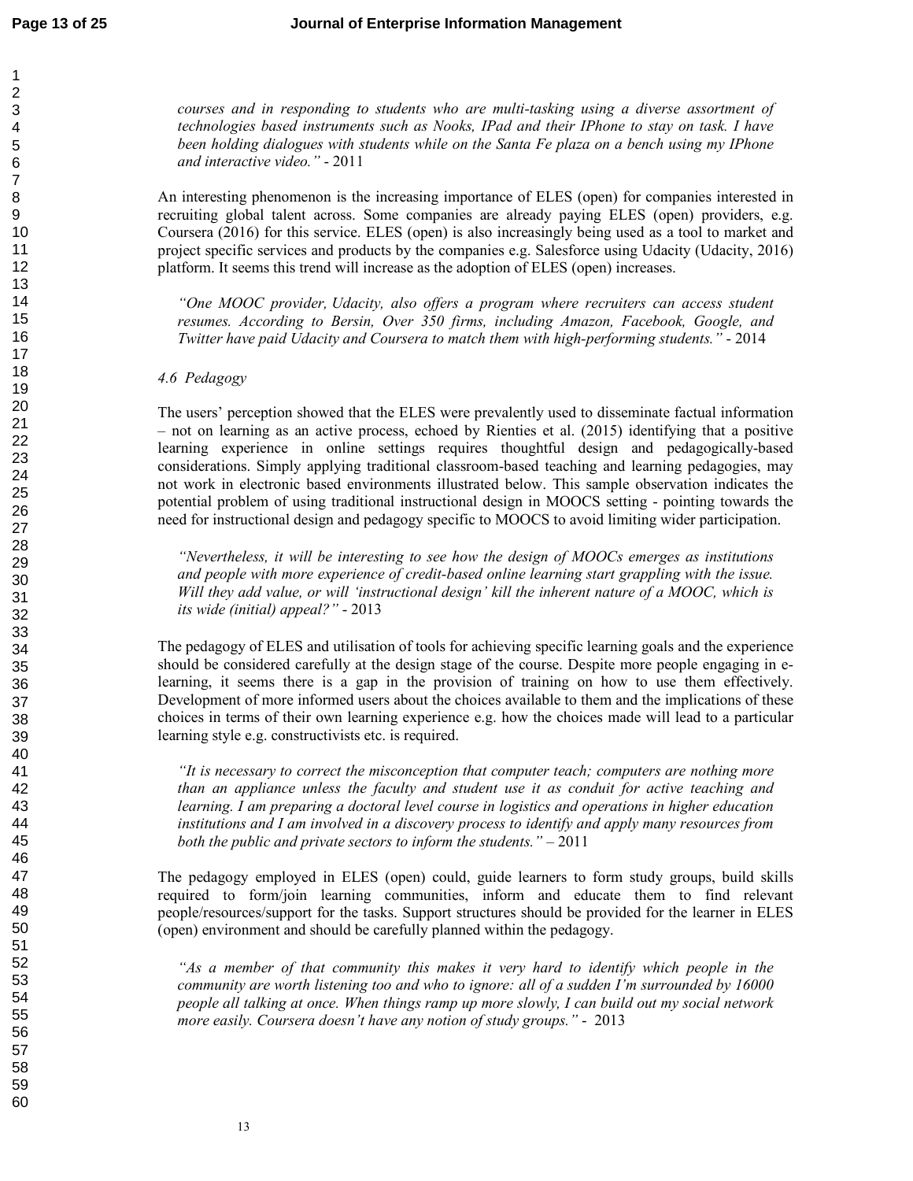*courses and in responding to students who are multi-tasking using a diverse assortment of technologies based instruments such as Nooks, IPad and their IPhone to stay on task. I have been holding dialogues with students while on the Santa Fe plaza on a bench using my IPhone and interactive video."* - 2011

An interesting phenomenon is the increasing importance of ELES (open) for companies interested in recruiting global talent across. Some companies are already paying ELES (open) providers, e.g. Coursera (2016) for this service. ELES (open) is also increasingly being used as a tool to market and project specific services and products by the companies e.g. Salesforce using Udacity (Udacity, 2016) platform. It seems this trend will increase as the adoption of ELES (open) increases.

*"One MOOC provider, Udacity, also offers a program where recruiters can access student resumes. According to Bersin, Over 350 firms, including Amazon, Facebook, Google, and Twitter have paid Udacity and Coursera to match them with high-performing students."* - 2014

### *4.6 Pedagogy*

The users' perception showed that the ELES were prevalently used to disseminate factual information – not on learning as an active process, echoed by Rienties et al. (2015) identifying that a positive learning experience in online settings requires thoughtful design and pedagogically-based considerations. Simply applying traditional classroom-based teaching and learning pedagogies, may not work in electronic based environments illustrated below. This sample observation indicates the potential problem of using traditional instructional design in MOOCS setting - pointing towards the need for instructional design and pedagogy specific to MOOCS to avoid limiting wider participation.

*"Nevertheless, it will be interesting to see how the design of MOOCs emerges as institutions and people with more experience of credit-based online learning start grappling with the issue. Will they add value, or will 'instructional design' kill the inherent nature of a MOOC, which is its wide (initial) appeal?"* - 2013

The pedagogy of ELES and utilisation of tools for achieving specific learning goals and the experience should be considered carefully at the design stage of the course. Despite more people engaging in e-learning, it seems there is a gap in the provision of training on how to use them effectively. Development of more informed users about the choices available to them and the implications of these choices in terms of their own learning experience e.g. how the choices made will lead to a particular learning style e.g. constructivists etc. is required.

*"It is necessary to correct the misconception that computer teach; computers are nothing more than an appliance unless the faculty and student use it as conduit for active teaching and learning. I am preparing a doctoral level course in logistics and operations in higher education institutions and I am involved in a discovery process to identify and apply many resources from both the public and private sectors to inform the students."* – 2011

The pedagogy employed in ELES (open) could, guide learners to form study groups, build skills required to form/join learning communities, inform and educate them to find relevant people/resources/support for the tasks. Support structures should be provided for the learner in ELES (open) environment and should be carefully planned within the pedagogy.

*"As a member of that community this makes it very hard to identify which people in the community are worth listening too and who to ignore: all of a sudden I'm surrounded by 16000 people all talking at once. When things ramp up more slowly, I can build out my social network more easily. Coursera doesn't have any notion of study groups."* - 2013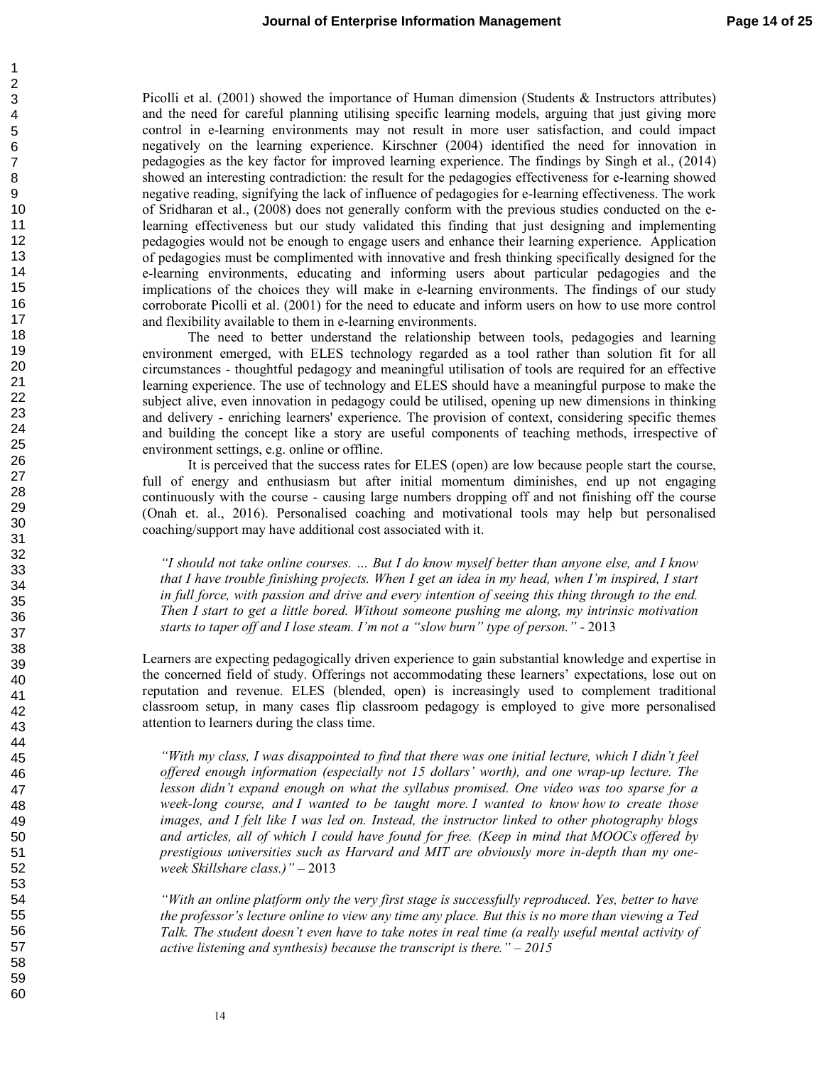Picolli et al. (2001) showed the importance of Human dimension (Students & Instructors attributes) and the need for careful planning utilising specific learning models, arguing that just giving more control in e-learning environments may not result in more user satisfaction, and could impact negatively on the learning experience. Kirschner (2004) identified the need for innovation in pedagogies as the key factor for improved learning experience. The findings by Singh et al., (2014) showed an interesting contradiction: the result for the pedagogies effectiveness for e-learning showed negative reading, signifying the lack of influence of pedagogies for e-learning effectiveness. The work of Sridharan et al., (2008) does not generally conform with the previous studies conducted on the e-learning effectiveness but our study validated this finding that just designing and implementing pedagogies would not be enough to engage users and enhance their learning experience. Application of pedagogies must be complimented with innovative and fresh thinking specifically designed for the e-learning environments, educating and informing users about particular pedagogies and the implications of the choices they will make in e-learning environments. The findings of our study corroborate Picolli et al. (2001) for the need to educate and inform users on how to use more control and flexibility available to them in e-learning environments.

The need to better understand the relationship between tools, pedagogies and learning environment emerged, with ELES technology regarded as a tool rather than solution fit for all circumstances - thoughtful pedagogy and meaningful utilisation of tools are required for an effective learning experience. The use of technology and ELES should have a meaningful purpose to make the subject alive, even innovation in pedagogy could be utilised, opening up new dimensions in thinking and delivery - enriching learners' experience. The provision of context, considering specific themes and building the concept like a story are useful components of teaching methods, irrespective of environment settings, e.g. online or offline.

It is perceived that the success rates for ELES (open) are low because people start the course, full of energy and enthusiasm but after initial momentum diminishes, end up not engaging continuously with the course - causing large numbers dropping off and not finishing off the course (Onah et. al., 2016). Personalised coaching and motivational tools may help but personalised coaching/support may have additional cost associated with it.

> *"I should not take online courses. … But I do know myself better than anyone else, and I know that I have trouble finishing projects. When I get an idea in my head, when I'm inspired, I start in full force, with passion and drive and every intention of seeing this thing through to the end. Then I start to get a little bored. Without someone pushing me along, my intrinsic motivation starts to taper off and I lose steam. I'm not a "slow burn" type of person."* - 2013

Learners are expecting pedagogically driven experience to gain substantial knowledge and expertise in the concerned field of study. Offerings not accommodating these learners' expectations, lose out on reputation and revenue. ELES (blended, open) is increasingly used to complement traditional classroom setup, in many cases flip classroom pedagogy is employed to give more personalised attention to learners during the class time.

> *"With my class, I was disappointed to find that there was one initial lecture, which I didn't feel offered enough information (especially not 15 dollars' worth), and one wrap-up lecture. The lesson didn't expand enough on what the syllabus promised. One video was too sparse for a week-long course, and I wanted to be taught more. I wanted to know how to create those images, and I felt like I was led on. Instead, the instructor linked to other photography blogs and articles, all of which I could have found for free. (Keep in mind that MOOCs offered by prestigious universities such as Harvard and MIT are obviously more in-depth than my one-week Skillshare class.)"* – 2013

> *"With an online platform only the very first stage is successfully reproduced. Yes, better to have the professor's lecture online to view any time any place. But this is no more than viewing a Ted Talk. The student doesn't even have to take notes in real time (a really useful mental activity of active listening and synthesis) because the transcript is there." – 2015*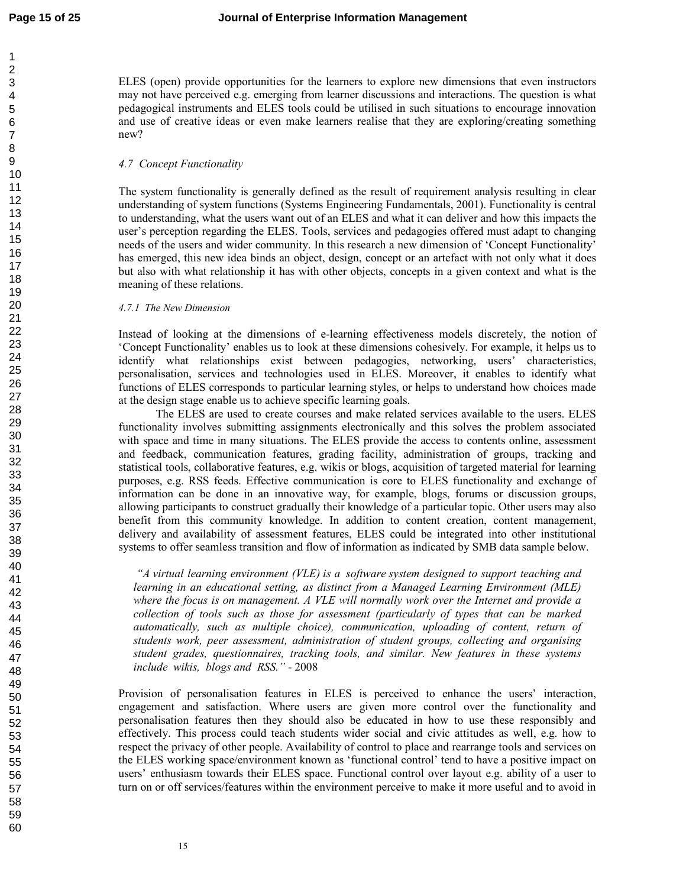ELES (open) provide opportunities for the learners to explore new dimensions that even instructors may not have perceived e.g. emerging from learner discussions and interactions. The question is what pedagogical instruments and ELES tools could be utilised in such situations to encourage innovation and use of creative ideas or even make learners realise that they are exploring/creating something new?

### *4.7 Concept Functionality*

The system functionality is generally defined as the result of requirement analysis resulting in clear understanding of system functions (Systems Engineering Fundamentals, 2001). Functionality is central to understanding, what the users want out of an ELES and what it can deliver and how this impacts the user's perception regarding the ELES. Tools, services and pedagogies offered must adapt to changing needs of the users and wider community. In this research a new dimension of 'Concept Functionality' has emerged, this new idea binds an object, design, concept or an artefact with not only what it does but also with what relationship it has with other objects, concepts in a given context and what is the meaning of these relations.

#### *4.7.1 The New Dimension*

Instead of looking at the dimensions of e-learning effectiveness models discretely, the notion of 'Concept Functionality' enables us to look at these dimensions cohesively. For example, it helps us to identify what relationships exist between pedagogies, networking, users' characteristics, personalisation, services and technologies used in ELES. Moreover, it enables to identify what functions of ELES corresponds to particular learning styles, or helps to understand how choices made at the design stage enable us to achieve specific learning goals.

The ELES are used to create courses and make related services available to the users. ELES functionality involves submitting assignments electronically and this solves the problem associated with space and time in many situations. The ELES provide the access to contents online, assessment and feedback, communication features, grading facility, administration of groups, tracking and statistical tools, collaborative features, e.g. wikis or blogs, acquisition of targeted material for learning purposes, e.g. RSS feeds. Effective communication is core to ELES functionality and exchange of information can be done in an innovative way, for example, blogs, forums or discussion groups, allowing participants to construct gradually their knowledge of a particular topic. Other users may also benefit from this community knowledge. In addition to content creation, content management, delivery and availability of assessment features, ELES could be integrated into other institutional systems to offer seamless transition and flow of information as indicated by SMB data sample below.

> *"A virtual learning environment (VLE) is a software system designed to support teaching and learning in an educational setting, as distinct from a Managed Learning Environment (MLE) where the focus is on management. A VLE will normally work over the Internet and provide a collection of tools such as those for assessment (particularly of types that can be marked automatically, such as multiple choice), communication, uploading of content, return of students work, peer assessment, administration of student groups, collecting and organising student grades, questionnaires, tracking tools, and similar. New features in these systems include wikis, blogs and RSS."* - 2008

Provision of personalisation features in ELES is perceived to enhance the users' interaction, engagement and satisfaction. Where users are given more control over the functionality and personalisation features then they should also be educated in how to use these responsibly and effectively. This process could teach students wider social and civic attitudes as well, e.g. how to respect the privacy of other people. Availability of control to place and rearrange tools and services on the ELES working space/environment known as 'functional control' tend to have a positive impact on users' enthusiasm towards their ELES space. Functional control over layout e.g. ability of a user to turn on or off services/features within the environment perceive to make it more useful and to avoid in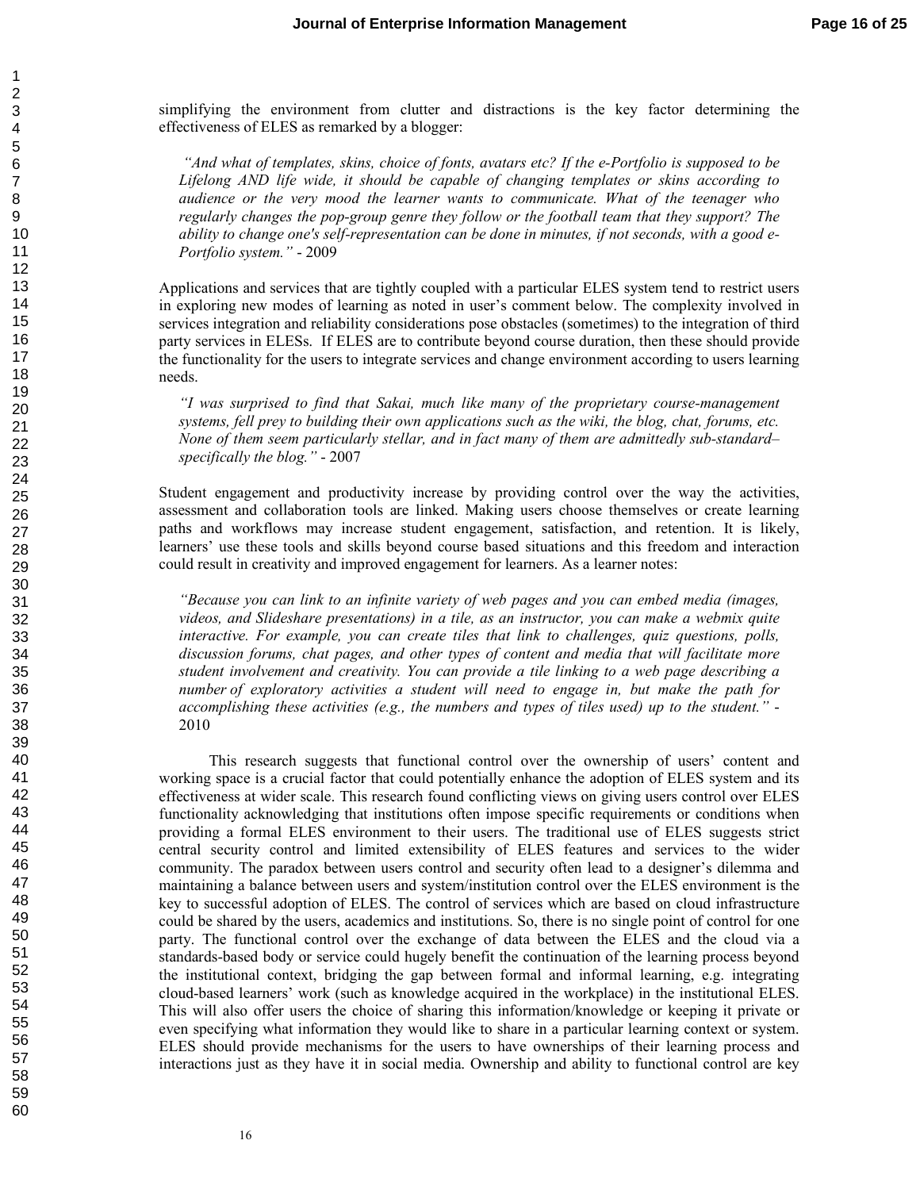simplifying the environment from clutter and distractions is the key factor determining the effectiveness of ELES as remarked by a blogger:

> *"And what of templates, skins, choice of fonts, avatars etc? If the e-Portfolio is supposed to be Lifelong AND life wide, it should be capable of changing templates or skins according to audience or the very mood the learner wants to communicate. What of the teenager who regularly changes the pop-group genre they follow or the football team that they support? The ability to change one's self-representation can be done in minutes, if not seconds, with a good e-Portfolio system."* - 2009

Applications and services that are tightly coupled with a particular ELES system tend to restrict users in exploring new modes of learning as noted in user's comment below. The complexity involved in services integration and reliability considerations pose obstacles (sometimes) to the integration of third party services in ELESs. If ELES are to contribute beyond course duration, then these should provide the functionality for the users to integrate services and change environment according to users learning needs.

> *"I was surprised to find that Sakai, much like many of the proprietary course-management systems, fell prey to building their own applications such as the wiki, the blog, chat, forums, etc. None of them seem particularly stellar, and in fact many of them are admittedly sub-standard– specifically the blog."* - 2007

Student engagement and productivity increase by providing control over the way the activities, assessment and collaboration tools are linked. Making users choose themselves or create learning paths and workflows may increase student engagement, satisfaction, and retention. It is likely, learners' use these tools and skills beyond course based situations and this freedom and interaction could result in creativity and improved engagement for learners. As a learner notes:

> *"Because you can link to an infinite variety of web pages and you can embed media (images, videos, and Slideshare presentations) in a tile, as an instructor, you can make a webmix quite interactive. For example, you can create tiles that link to challenges, quiz questions, polls, discussion forums, chat pages, and other types of content and media that will facilitate more student involvement and creativity. You can provide a tile linking to a web page describing a number of exploratory activities a student will need to engage in, but make the path for accomplishing these activities (e.g., the numbers and types of tiles used) up to the student."* - 2010

This research suggests that functional control over the ownership of users' content and working space is a crucial factor that could potentially enhance the adoption of ELES system and its effectiveness at wider scale. This research found conflicting views on giving users control over ELES functionality acknowledging that institutions often impose specific requirements or conditions when providing a formal ELES environment to their users. The traditional use of ELES suggests strict central security control and limited extensibility of ELES features and services to the wider community. The paradox between users control and security often lead to a designer's dilemma and maintaining a balance between users and system/institution control over the ELES environment is the key to successful adoption of ELES. The control of services which are based on cloud infrastructure could be shared by the users, academics and institutions. So, there is no single point of control for one party. The functional control over the exchange of data between the ELES and the cloud via a standards-based body or service could hugely benefit the continuation of the learning process beyond the institutional context, bridging the gap between formal and informal learning, e.g. integrating cloud-based learners' work (such as knowledge acquired in the workplace) in the institutional ELES. This will also offer users the choice of sharing this information/knowledge or keeping it private or even specifying what information they would like to share in a particular learning context or system. ELES should provide mechanisms for the users to have ownerships of their learning process and interactions just as they have it in social media. Ownership and ability to functional control are key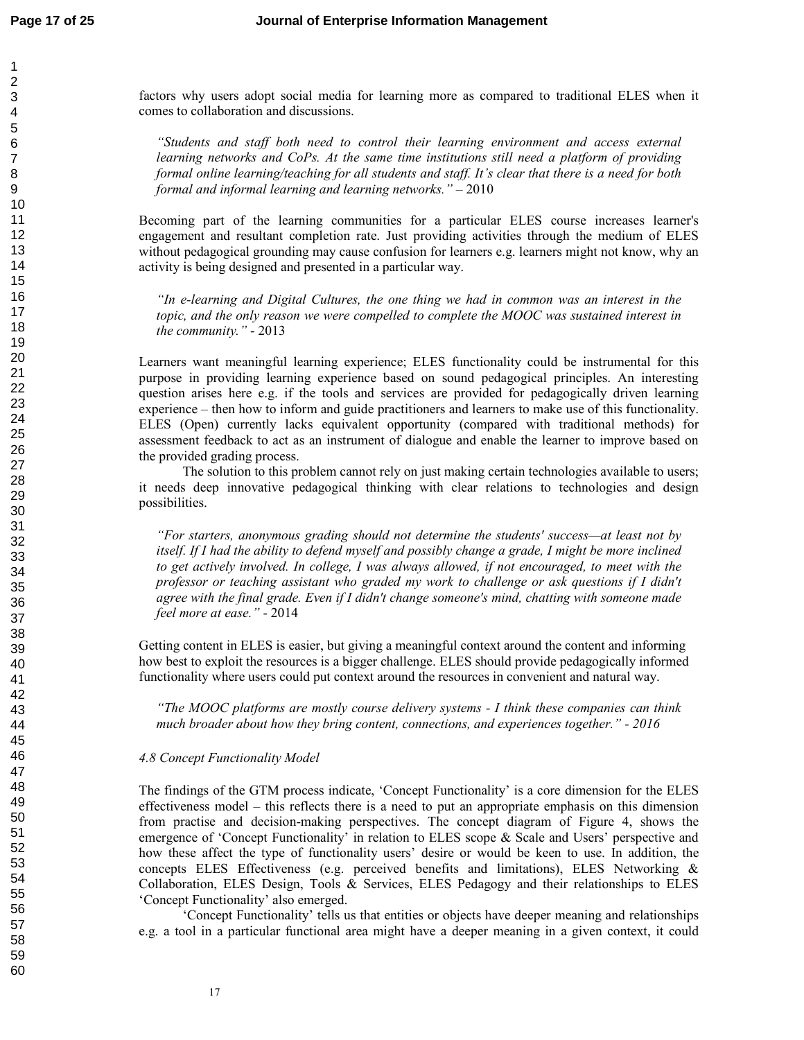factors why users adopt social media for learning more as compared to traditional ELES when it comes to collaboration and discussions.

> *"Students and staff both need to control their learning environment and access external learning networks and CoPs. At the same time institutions still need a platform of providing formal online learning/teaching for all students and staff. It's clear that there is a need for both formal and informal learning and learning networks."* – 2010

Becoming part of the learning communities for a particular ELES course increases learner's engagement and resultant completion rate. Just providing activities through the medium of ELES without pedagogical grounding may cause confusion for learners e.g. learners might not know, why an activity is being designed and presented in a particular way.

> *"In e-learning and Digital Cultures, the one thing we had in common was an interest in the topic, and the only reason we were compelled to complete the MOOC was sustained interest in the community."* - 2013

Learners want meaningful learning experience; ELES functionality could be instrumental for this purpose in providing learning experience based on sound pedagogical principles. An interesting question arises here e.g. if the tools and services are provided for pedagogically driven learning experience – then how to inform and guide practitioners and learners to make use of this functionality. ELES (Open) currently lacks equivalent opportunity (compared with traditional methods) for assessment feedback to act as an instrument of dialogue and enable the learner to improve based on the provided grading process.

The solution to this problem cannot rely on just making certain technologies available to users; it needs deep innovative pedagogical thinking with clear relations to technologies and design possibilities.

> *"For starters, anonymous grading should not determine the students' success—at least not by itself. If I had the ability to defend myself and possibly change a grade, I might be more inclined to get actively involved. In college, I was always allowed, if not encouraged, to meet with the professor or teaching assistant who graded my work to challenge or ask questions if I didn't agree with the final grade. Even if I didn't change someone's mind, chatting with someone made feel more at ease."* - 2014

Getting content in ELES is easier, but giving a meaningful context around the content and informing how best to exploit the resources is a bigger challenge. ELES should provide pedagogically informed functionality where users could put context around the resources in convenient and natural way.

> *"The MOOC platforms are mostly course delivery systems - I think these companies can think much broader about how they bring content, connections, and experiences together." - 2016*

### *4.8 Concept Functionality Model*

The findings of the GTM process indicate, 'Concept Functionality' is a core dimension for the ELES effectiveness model – this reflects there is a need to put an appropriate emphasis on this dimension from practise and decision-making perspectives. The concept diagram of Figure 4, shows the emergence of 'Concept Functionality' in relation to ELES scope & Scale and Users' perspective and how these affect the type of functionality users' desire or would be keen to use. In addition, the concepts ELES Effectiveness (e.g. perceived benefits and limitations), ELES Networking & Collaboration, ELES Design, Tools & Services, ELES Pedagogy and their relationships to ELES 'Concept Functionality' also emerged.

'Concept Functionality' tells us that entities or objects have deeper meaning and relationships e.g. a tool in a particular functional area might have a deeper meaning in a given context, it could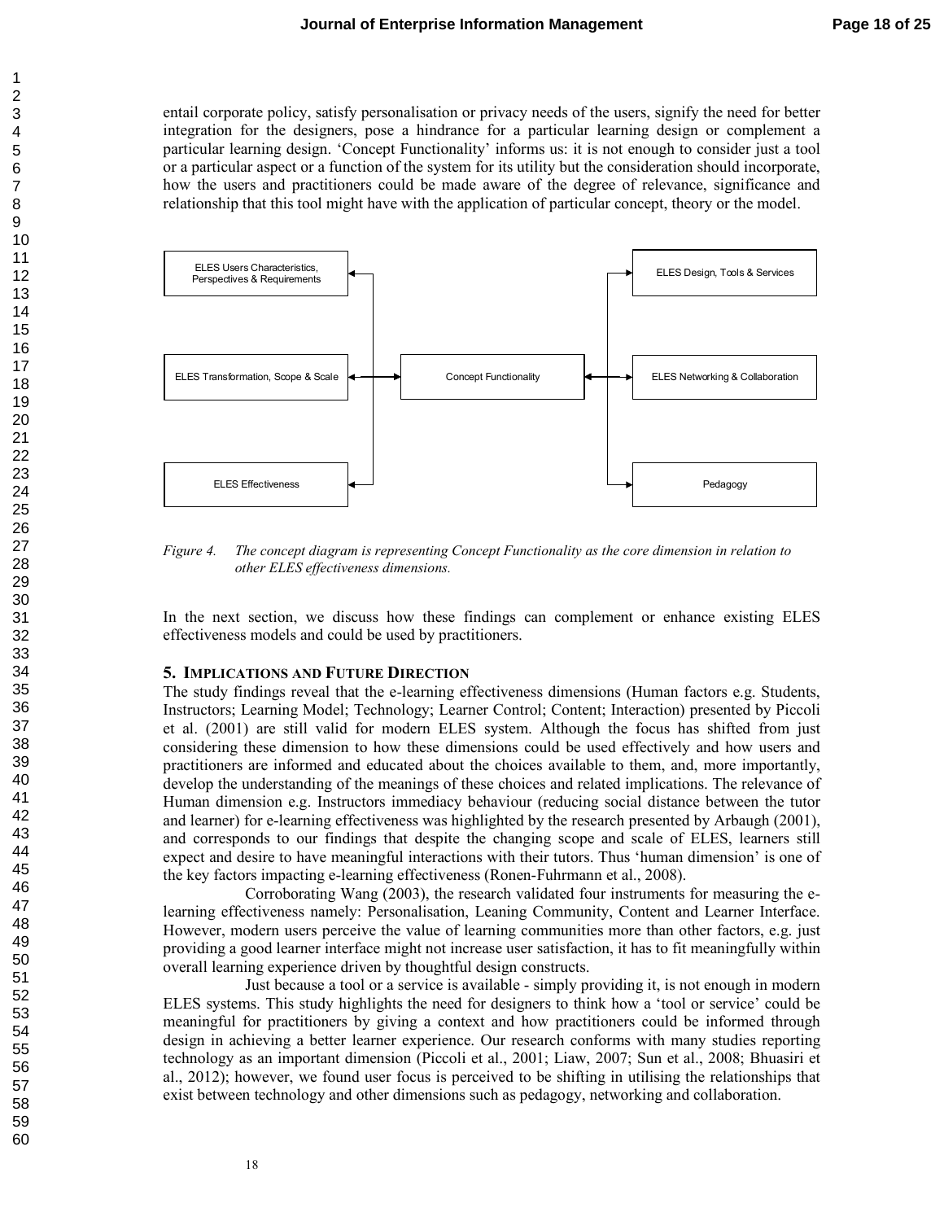entail corporate policy, satisfy personalisation or privacy needs of the users, signify the need for better integration for the designers, pose a hindrance for a particular learning design or complement a particular learning design. 'Concept Functionality' informs us: it is not enough to consider just a tool or a particular aspect or a function of the system for its utility but the consideration should incorporate, how the users and practitioners could be made aware of the degree of relevance, significance and relationship that this tool might have with the application of particular concept, theory or the model.

*Figure 4. The concept diagram is representing Concept Functionality as the core dimension in relation to other ELES effectiveness dimensions.*

In the next section, we discuss how these findings can complement or enhance existing ELES effectiveness models and could be used by practitioners.

## 5. IMPLICATIONS AND FUTURE DIRECTION

The study findings reveal that the e-learning effectiveness dimensions (Human factors e.g. Students, Instructors; Learning Model; Technology; Learner Control; Content; Interaction) presented by Piccoli et al. (2001) are still valid for modern ELES system. Although the focus has shifted from just considering these dimension to how these dimensions could be used effectively and how users and practitioners are informed and educated about the choices available to them, and, more importantly, develop the understanding of the meanings of these choices and related implications. The relevance of Human dimension e.g. Instructors immediacy behaviour (reducing social distance between the tutor and learner) for e-learning effectiveness was highlighted by the research presented by Arbaugh (2001), and corresponds to our findings that despite the changing scope and scale of ELES, learners still expect and desire to have meaningful interactions with their tutors. Thus 'human dimension' is one of the key factors impacting e-learning effectiveness (Ronen-Fuhrmann et al., 2008).

Corroborating Wang (2003), the research validated four instruments for measuring the e-learning effectiveness namely: Personalisation, Leaning Community, Content and Learner Interface. However, modern users perceive the value of learning communities more than other factors, e.g. just providing a good learner interface might not increase user satisfaction, it has to fit meaningfully within overall learning experience driven by thoughtful design constructs.

Just because a tool or a service is available - simply providing it, is not enough in modern ELES systems. This study highlights the need for designers to think how a 'tool or service' could be meaningful for practitioners by giving a context and how practitioners could be informed through design in achieving a better learner experience. Our research conforms with many studies reporting technology as an important dimension (Piccoli et al., 2001; Liaw, 2007; Sun et al., 2008; Bhuasiri et al., 2012); however, we found user focus is perceived to be shifting in utilising the relationships that exist between technology and other dimensions such as pedagogy, networking and collaboration.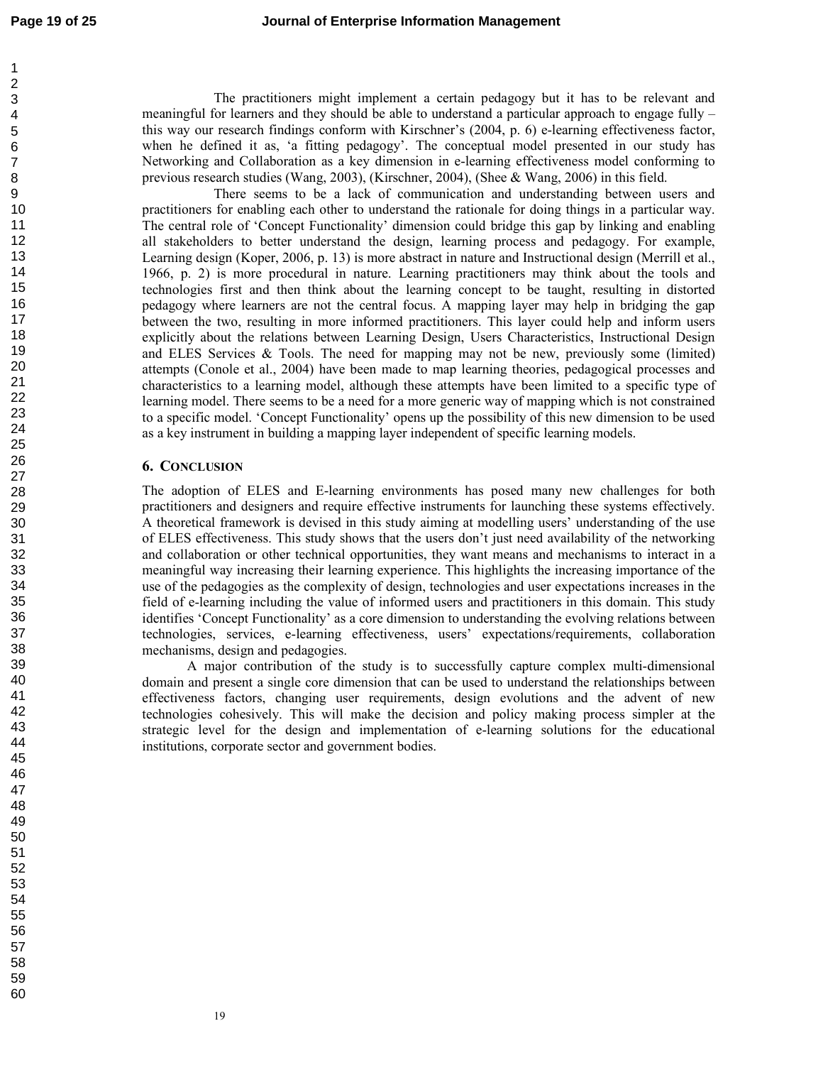The practitioners might implement a certain pedagogy but it has to be relevant and meaningful for learners and they should be able to understand a particular approach to engage fully – this way our research findings conform with Kirschner's (2004, p. 6) e-learning effectiveness factor, when he defined it as, 'a fitting pedagogy'. The conceptual model presented in our study has Networking and Collaboration as a key dimension in e-learning effectiveness model conforming to previous research studies (Wang, 2003), (Kirschner, 2004), (Shee & Wang, 2006) in this field.

There seems to be a lack of communication and understanding between users and practitioners for enabling each other to understand the rationale for doing things in a particular way. The central role of 'Concept Functionality' dimension could bridge this gap by linking and enabling all stakeholders to better understand the design, learning process and pedagogy. For example, Learning design (Koper, 2006, p. 13) is more abstract in nature and Instructional design (Merrill et al., 1966, p. 2) is more procedural in nature. Learning practitioners may think about the tools and technologies first and then think about the learning concept to be taught, resulting in distorted pedagogy where learners are not the central focus. A mapping layer may help in bridging the gap between the two, resulting in more informed practitioners. This layer could help and inform users explicitly about the relations between Learning Design, Users Characteristics, Instructional Design and ELES Services & Tools. The need for mapping may not be new, previously some (limited) attempts (Conole et al., 2004) have been made to map learning theories, pedagogical processes and characteristics to a learning model, although these attempts have been limited to a specific type of learning model. There seems to be a need for a more generic way of mapping which is not constrained to a specific model. 'Concept Functionality' opens up the possibility of this new dimension to be used as a key instrument in building a mapping layer independent of specific learning models.

## 6. Conclusion

The adoption of ELES and E-learning environments has posed many new challenges for both practitioners and designers and require effective instruments for launching these systems effectively. A theoretical framework is devised in this study aiming at modelling users' understanding of the use of ELES effectiveness. This study shows that the users don't just need availability of the networking and collaboration or other technical opportunities, they want means and mechanisms to interact in a meaningful way increasing their learning experience. This highlights the increasing importance of the use of the pedagogies as the complexity of design, technologies and user expectations increases in the field of e-learning including the value of informed users and practitioners in this domain. This study identifies 'Concept Functionality' as a core dimension to understanding the evolving relations between technologies, services, e-learning effectiveness, users' expectations/requirements, collaboration mechanisms, design and pedagogies.

A major contribution of the study is to successfully capture complex multi-dimensional domain and present a single core dimension that can be used to understand the relationships between effectiveness factors, changing user requirements, design evolutions and the advent of new technologies cohesively. This will make the decision and policy making process simpler at the strategic level for the design and implementation of e-learning solutions for the educational institutions, corporate sector and government bodies.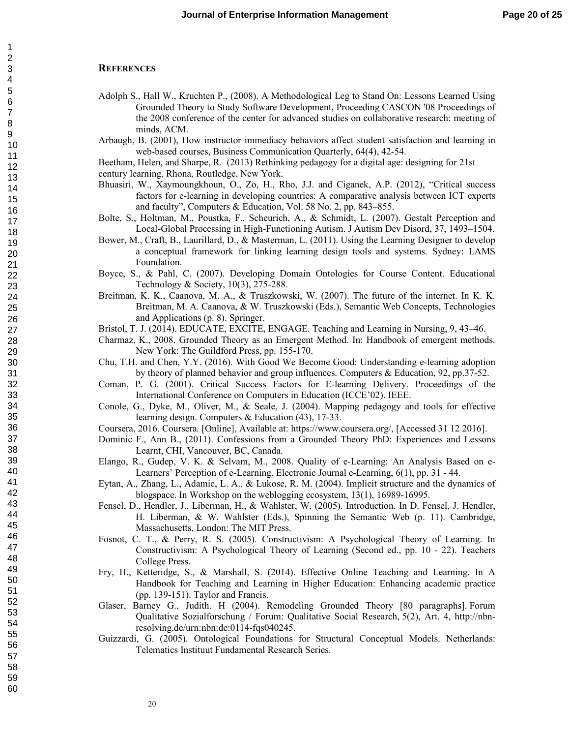# References

Adolph S., Hall W., Kruchten P., (2008). A Methodological Leg to Stand On: Lessons Learned Using Grounded Theory to Study Software Development, Proceeding CASCON '08 Proceedings of the 2008 conference of the center for advanced studies on collaborative research: meeting of minds, ACM.

Arbaugh, B. (2001), How instructor immediacy behaviors affect student satisfaction and learning in web-based courses, Business Communication Quarterly, 64(4), 42-54.

Beetham, Helen, and Sharpe, R. (2013) Rethinking pedagogy for a digital age: designing for 21st century learning, Rhona, Routledge, New York.

Bhuasiri, W., Xaymoungkhoun, O., Zo, H., Rho, J.J. and Ciganek, A.P. (2012), "Critical success factors for e-learning in developing countries: A comparative analysis between ICT experts and faculty", Computers & Education, Vol. 58 No. 2, pp. 843–855.

Bolte, S., Holtman, M., Poustka, F., Scheurich, A., & Schmidt, L. (2007). Gestalt Perception and Local-Global Processing in High-Functioning Autism. J Autism Dev Disord, 37, 1493–1504.

Bower, M., Craft, B., Laurillard, D., & Masterman, L. (2011). Using the Learning Designer to develop a conceptual framework for linking learning design tools and systems. Sydney: LAMS Foundation.

Boyce, S., & Pahl, C. (2007). Developing Domain Ontologies for Course Content. Educational Technology & Society, 10(3), 275-288.

Breitman, K. K., Caanova, M. A., & Truszkowski, W. (2007). The future of the internet. In K. K. Breitman, M. A. Caanova, & W. Truszkowski (Eds.), Semantic Web Concepts, Technologies and Applications (p. 8). Springer.

Bristol, T. J. (2014). EDUCATE, EXCITE, ENGAGE. Teaching and Learning in Nursing, 9, 43–46.

Charmaz, K., 2008. Grounded Theory as an Emergent Method. In: Handbook of emergent methods. New York: The Guildford Press, pp. 155-170.

Chu, T.H. and Chen, Y.Y. (2016). With Good We Become Good: Understanding e-learning adoption by theory of planned behavior and group influences. Computers & Education, 92, pp.37-52.

Coman, P. G. (2001). Critical Success Factors for E-learning Delivery. Proceedings of the International Conference on Computers in Education (ICCE'02). IEEE.

Conole, G., Dyke, M., Oliver, M., & Seale, J. (2004). Mapping pedagogy and tools for effective learning design. Computers & Education (43), 17-33.

Coursera, 2016. Coursera. [Online], Available at: https://www.coursera.org/, [Accessed 31 12 2016].

Dominic F., Ann B., (2011). Confessions from a Grounded Theory PhD: Experiences and Lessons Learnt, CHI, Vancouver, BC, Canada.

Elango, R., Gudep, V. K. & Selvam, M., 2008. Quality of e-Learning: An Analysis Based on e-Learners' Perception of e-Learning. Electronic Journal e-Learning, 6(1), pp. 31 - 44.

Eytan, A., Zhang, L., Adamic, L. A., & Lukose, R. M. (2004). Implicit structure and the dynamics of blogspace. In Workshop on the weblogging ecosystem, 13(1), 16989-16995.

Fensel, D., Hendler, J., Liberman, H., & Wahlster, W. (2005). Introduction. In D. Fensel, J. Hendler, H. Liberman, & W. Wahlster (Eds.), Spinning the Semantic Web (p. 11). Cambridge, Massachusetts, London: The MIT Press.

Fosnot, C. T., & Perry, R. S. (2005). Constructivism: A Psychological Theory of Learning. In Constructivism: A Psychological Theory of Learning (Second ed., pp. 10 - 22). Teachers College Press.

Fry, H., Ketteridge, S., & Marshall, S. (2014). Effective Online Teaching and Learning. In A Handbook for Teaching and Learning in Higher Education: Enhancing academic practice (pp. 139-151). Taylor and Francis.

Glaser, Barney G., Judith. H (2004). Remodeling Grounded Theory [80 paragraphs]. Forum Qualitative Sozialforschung / Forum: Qualitative Social Research, 5(2), Art. 4, http://nbn-resolving.de/urn:nbn:de:0114-fqs040245.

Guizzardi, G. (2005). Ontological Foundations for Structural Conceptual Models. Netherlands: Telematics Instituut Fundamental Research Series.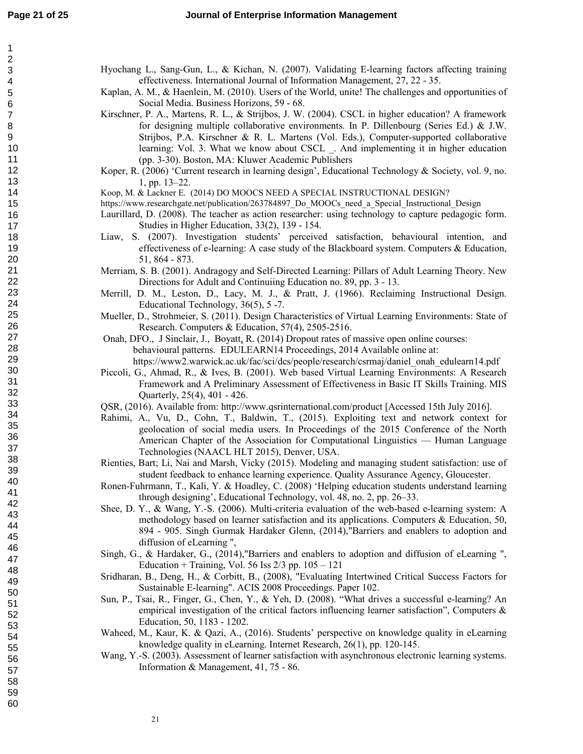Hyochang L., Sang-Gun, L., & Kichan, N. (2007). Validating E-learning factors affecting training effectiveness. International Journal of Information Management, 27, 22 - 35.

Kaplan, A. M., & Haenlein, M. (2010). Users of the World, unite! The challenges and opportunities of Social Media. Business Horizons, 59 - 68.

Kirschner, P. A., Martens, R. L., & Strijbos, J. W. (2004). CSCL in higher education? A framework for designing multiple collaborative environments. In P. Dillenbourg (Series Ed.) & J.W. Strijbos, P.A. Kirschner & R. L. Martens (Vol. Eds.), Computer-supported collaborative learning: Vol. 3. What we know about CSCL _. And implementing it in higher education (pp. 3-30). Boston, MA: Kluwer Academic Publishers

Koper, R. (2006) 'Current research in learning design', Educational Technology & Society, vol. 9, no. 1, pp. 13–22.

Koop, M. & Lackner E. (2014) DO MOOCS NEED A SPECIAL INSTRUCTIONAL DESIGN? https://www.researchgate.net/publication/263784897_Do_MOOCs_need_a_Special_Instructional_Design

Laurillard, D. (2008). The teacher as action researcher: using technology to capture pedagogic form. Studies in Higher Education, 33(2), 139 - 154.

Liaw, S. (2007). Investigation students' perceived satisfaction, behavioural intention, and effectiveness of e-learning: A case study of the Blackboard system. Computers & Education, 51, 864 - 873.

Merriam, S. B. (2001). Andragogy and Self-Directed Learning: Pillars of Adult Learning Theory. New Directions for Adult and Continuiing Education no. 89, pp. 3 - 13.

Merrill, D. M., Leston, D., Lacy, M. J., & Pratt, J. (1966). Reclaiming Instructional Design. Educational Technology, 36(5), 5 -7.

Mueller, D., Strohmeier, S. (2011). Design Characteristics of Virtual Learning Environments: State of Research. Computers & Education, 57(4), 2505-2516.

Onah, DFO., J Sinclair, J., Boyatt, R. (2014) Dropout rates of massive open online courses: behavioural patterns. EDULEARN14 Proceedings, 2014 Available online at: https://www2.warwick.ac.uk/fac/sci/dcs/people/research/csrmaj/daniel_onah_edulearn14.pdf

Piccoli, G., Ahmad, R., & Ives, B. (2001). Web based Virtual Learning Environments: A Research Framework and A Preliminary Assessment of Effectiveness in Basic IT Skills Training. MIS Quarterly, 25(4), 401 - 426.

QSR, (2016). Available from: http://www.qsrinternational.com/product [Accessed 15th July 2016].

Rahimi, A., Vu, D., Cohn, T., Baldwin, T., (2015). Exploiting text and network context for geolocation of social media users. In Proceedings of the 2015 Conference of the North American Chapter of the Association for Computational Linguistics — Human Language Technologies (NAACL HLT 2015), Denver, USA.

Rienties, Bart; Li, Nai and Marsh, Vicky (2015). Modeling and managing student satisfaction: use of student feedback to enhance learning experience. Quality Assurance Agency, Gloucester.

Ronen-Fuhrmann, T., Kali, Y. & Hoadley, C. (2008) 'Helping education students understand learning through designing', Educational Technology, vol. 48, no. 2, pp. 26–33.

Shee, D. Y., & Wang, Y.-S. (2006). Multi-criteria evaluation of the web-based e-learning system: A methodology based on learner satisfaction and its applications. Computers & Education, 50, 894 - 905. Singh Gurmak Hardaker Glenn, (2014),"Barriers and enablers to adoption and diffusion of eLearning ",

Singh, G., & Hardaker, G., (2014),"Barriers and enablers to adoption and diffusion of eLearning ", Education + Training, Vol. 56 Iss 2/3 pp. 105 – 121

Sridharan, B., Deng, H., & Corbitt, B., (2008), "Evaluating Intertwined Critical Success Factors for Sustainable E-learning". ACIS 2008 Proceedings. Paper 102.

Sun, P., Tsai, R., Finger, G., Chen, Y., & Yeh, D. (2008). "What drives a successful e-learning? An empirical investigation of the critical factors influencing learner satisfaction", Computers & Education, 50, 1183 - 1202.

Waheed, M., Kaur, K. & Qazi, A., (2016). Students' perspective on knowledge quality in eLearning knowledge quality in eLearning. Internet Research, 26(1), pp. 120-145.

Wang, Y.-S. (2003). Assessment of learner satisfaction with asynchronous electronic learning systems. Information & Management, 41, 75 - 86.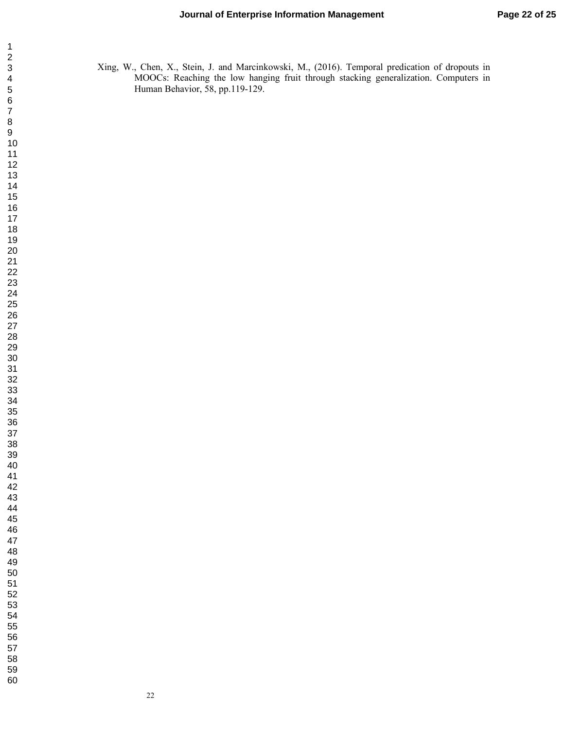Xing, W., Chen, X., Stein, J. and Marcinkowski, M., (2016). Temporal predication of dropouts in MOOCs: Reaching the low hanging fruit through stacking generalization. Computers in Human Behavior, 58, pp.119-129.